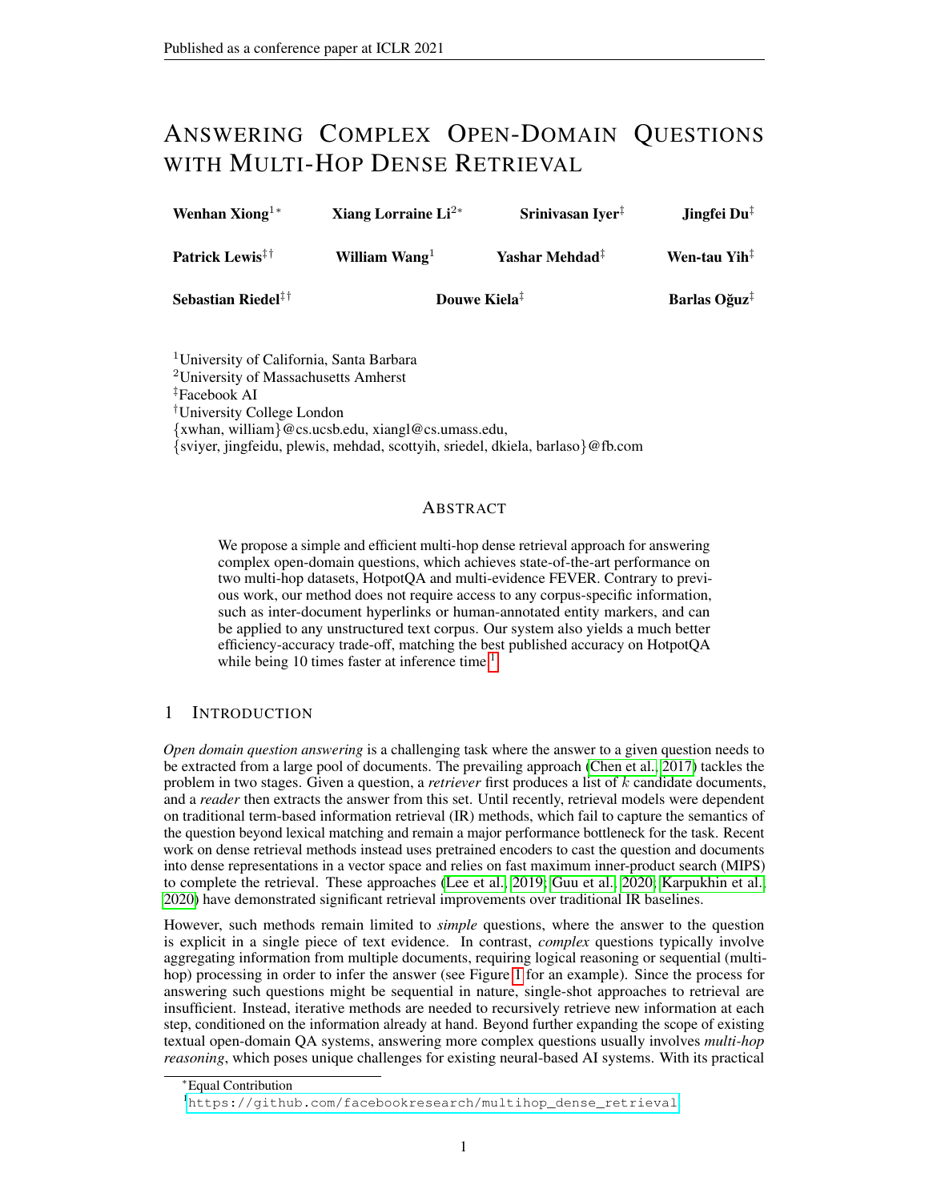# Answering Complex Open-Domain Questions with Multi-Hop Dense Retrieval

**Wenhan Xiong**[1*] **Xiang Lorraine Li**[2*] **Srinivasan Iyer**[‡] **Jingfei Du**[‡]

**Patrick Lewis**[‡†] **William Wang**[1] **Yashar Mehdad**[‡] **Wen-tau Yih**[‡]

**Sebastian Riedel**[‡†] **Douwe Kiela**[‡] **Barlas Oğuz**[‡]

[1]University of California, Santa Barbara
[2]University of Massachusetts Amherst
[‡]Facebook AI
[†]University College London
{xwhan, william}@cs.ucsb.edu, xiangl@cs.umass.edu,
{sviyer, jingfeidu, plewis, mehdad, scottyih, sriedel, dkiela, barlaso}@fb.com

## Abstract

We propose a simple and efficient multi-hop dense retrieval approach for answering complex open-domain questions, which achieves state-of-the-art performance on two multi-hop datasets, HotpotQA and multi-evidence FEVER. Contrary to previous work, our method does not require access to any corpus-specific information, such as inter-document hyperlinks or human-annotated entity markers, and can be applied to any unstructured text corpus. Our system also yields a much better efficiency-accuracy trade-off, matching the best published accuracy on HotpotQA while being 10 times faster at inference time.[1]

## 1 Introduction

*Open domain question answering* is a challenging task where the answer to a given question needs to be extracted from a large pool of documents. The prevailing approach (Chen et al., 2017) tackles the problem in two stages. Given a question, a *retriever* first produces a list of $k$ candidate documents, and a *reader* then extracts the answer from this set. Until recently, retrieval models were dependent on traditional term-based information retrieval (IR) methods, which fail to capture the semantics of the question beyond lexical matching and remain a major performance bottleneck for the task. Recent work on dense retrieval methods instead uses pretrained encoders to cast the question and documents into dense representations in a vector space and relies on fast maximum inner-product search (MIPS) to complete the retrieval. These approaches (Lee et al., 2019; Guu et al., 2020; Karpukhin et al., 2020) have demonstrated significant retrieval improvements over traditional IR baselines.

However, such methods remain limited to *simple* questions, where the answer to the question is explicit in a single piece of text evidence. In contrast, *complex* questions typically involve aggregating information from multiple documents, requiring logical reasoning or sequential (multi-hop) processing in order to infer the answer (see Figure 1 for an example). Since the process for answering such questions might be sequential in nature, single-shot approaches to retrieval are insufficient. Instead, iterative methods are needed to recursively retrieve new information at each step, conditioned on the information already at hand. Beyond further expanding the scope of existing textual open-domain QA systems, answering more complex questions usually involves *multi-hop reasoning*, which poses unique challenges for existing neural-based AI systems. With its practical

[*]Equal Contribution

[1]https://github.com/facebookresearch/multihop_dense_retrieval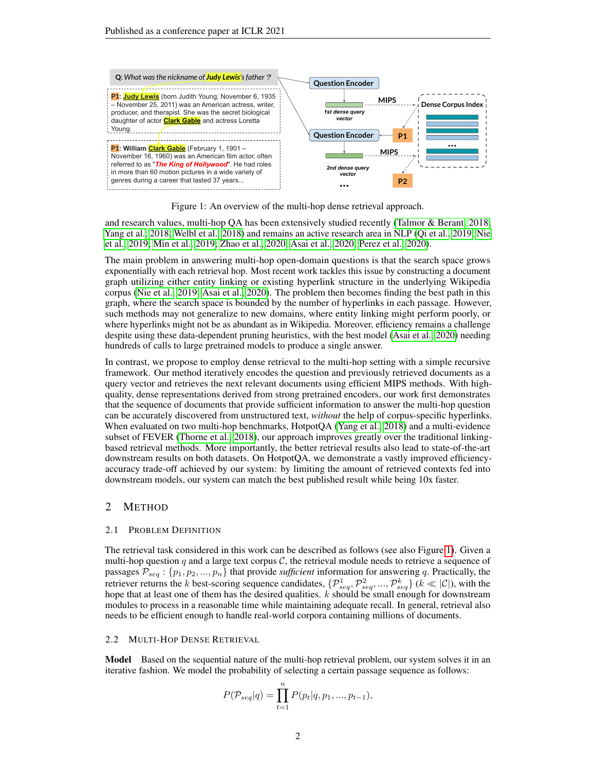Figure 1: An overview of the multi-hop dense retrieval approach.

and research values, multi-hop QA has been extensively studied recently (Talmor & Berant, 2018; Yang et al., 2018; Welbl et al., 2018) and remains an active research area in NLP (Qi et al., 2019; Nie et al., 2019; Min et al., 2019; Zhao et al., 2020; Asai et al., 2020; Perez et al., 2020).

The main problem in answering multi-hop open-domain questions is that the search space grows exponentially with each retrieval hop. Most recent work tackles this issue by constructing a document graph utilizing either entity linking or existing hyperlink structure in the underlying Wikipedia corpus (Nie et al., 2019; Asai et al., 2020). The problem then becomes finding the best path in this graph, where the search space is bounded by the number of hyperlinks in each passage. However, such methods may not generalize to new domains, where entity linking might perform poorly, or where hyperlinks might not be as abundant as in Wikipedia. Moreover, efficiency remains a challenge despite using these data-dependent pruning heuristics, with the best model (Asai et al., 2020) needing hundreds of calls to large pretrained models to produce a single answer.

In contrast, we propose to employ dense retrieval to the multi-hop setting with a simple recursive framework. Our method iteratively encodes the question and previously retrieved documents as a query vector and retrieves the next relevant documents using efficient MIPS methods. With high-quality, dense representations derived from strong pretrained encoders, our work first demonstrates that the sequence of documents that provide sufficient information to answer the multi-hop question can be accurately discovered from unstructured text, *without* the help of corpus-specific hyperlinks. When evaluated on two multi-hop benchmarks, HotpotQA (Yang et al., 2018) and a multi-evidence subset of FEVER (Thorne et al., 2018), our approach improves greatly over the traditional linking-based retrieval methods. More importantly, the better retrieval results also lead to state-of-the-art downstream results on both datasets. On HotpotQA, we demonstrate a vastly improved efficiency-accuracy trade-off achieved by our system: by limiting the amount of retrieved contexts fed into downstream models, our system can match the best published result while being 10x faster.

## 2 Method

### 2.1 Problem Definition

The retrieval task considered in this work can be described as follows (see also Figure 1). Given a multi-hop question $q$ and a large text corpus $\mathcal{C}$, the retrieval module needs to retrieve a sequence of passages $\mathcal{P}_{seq} : \{p_1, p_2, ..., p_n\}$ that provide *sufficient* information for answering $q$. Practically, the retriever returns the $k$ best-scoring sequence candidates, $\{\mathcal{P}^1_{seq}, \mathcal{P}^2_{seq}, ..., \mathcal{P}^k_{seq}\}$ ($k \ll |\mathcal{C}|$), with the hope that at least one of them has the desired qualities. $k$ should be small enough for downstream modules to process in a reasonable time while maintaining adequate recall. In general, retrieval also needs to be efficient enough to handle real-world corpora containing millions of documents.

### 2.2 Multi-Hop Dense Retrieval

**Model** Based on the sequential nature of the multi-hop retrieval problem, our system solves it in an iterative fashion. We model the probability of selecting a certain passage sequence as follows:

$$P(\mathcal{P}_{seq}|q) = \prod_{t=1}^{n} P(p_t|q, p_1, ..., p_{t-1}),$$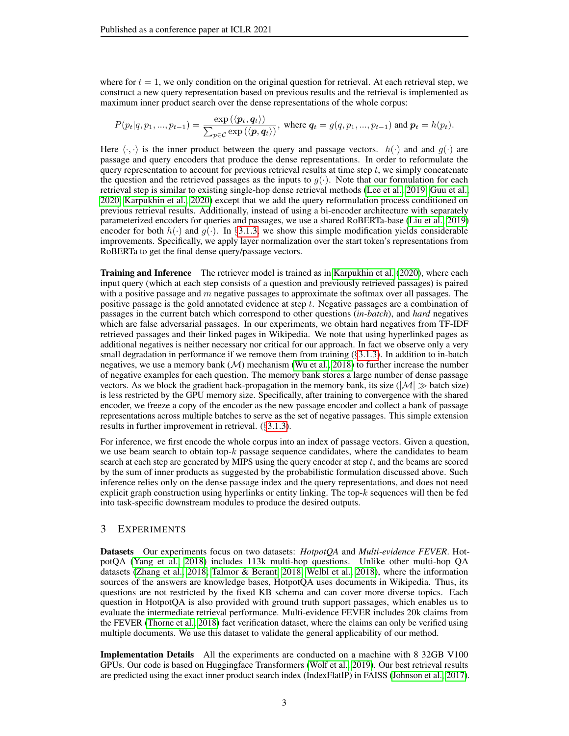where for $t = 1$, we only condition on the original question for retrieval. At each retrieval step, we construct a new query representation based on previous results and the retrieval is implemented as maximum inner product search over the dense representations of the whole corpus:

$$P(p_t|q, p_1, ..., p_{t-1}) = \frac{\exp\left(\langle \boldsymbol{p}_t, \boldsymbol{q}_t \rangle\right)}{\sum_{p \in \mathcal{C}} \exp\left(\langle \boldsymbol{p}, \boldsymbol{q}_t \rangle\right)}, \text{ where } \boldsymbol{q}_t = g(q, p_1, ..., p_{t-1}) \text{ and } \boldsymbol{p}_t = h(p_t).$$

Here $\langle \cdot, \cdot \rangle$ is the inner product between the query and passage vectors. $h(\cdot)$ and and $g(\cdot)$ are passage and query encoders that produce the dense representations. In order to reformulate the query representation to account for previous retrieval results at time step $t$, we simply concatenate the question and the retrieved passages as the inputs to $g(\cdot)$. Note that our formulation for each retrieval step is similar to existing single-hop dense retrieval methods (Lee et al., 2019; Guu et al., 2020; Karpukhin et al., 2020) except that we add the query reformulation process conditioned on previous retrieval results. Additionally, instead of using a bi-encoder architecture with separately parameterized encoders for queries and passages, we use a shared RoBERTa-base (Liu et al., 2019) encoder for both $h(\cdot)$ and $g(\cdot)$. In §3.1.3, we show this simple modification yields considerable improvements. Specifically, we apply layer normalization over the start token's representations from RoBERTa to get the final dense query/passage vectors.

**Training and Inference** The retriever model is trained as in Karpukhin et al. (2020), where each input query (which at each step consists of a question and previously retrieved passages) is paired with a positive passage and $m$ negative passages to approximate the softmax over all passages. The positive passage is the gold annotated evidence at step $t$. Negative passages are a combination of passages in the current batch which correspond to other questions (*in-batch*), and *hard* negatives which are false adversarial passages. In our experiments, we obtain hard negatives from TF-IDF retrieved passages and their linked pages in Wikipedia. We note that using hyperlinked pages as additional negatives is neither necessary nor critical for our approach. In fact we observe only a very small degradation in performance if we remove them from training (§3.1.3). In addition to in-batch negatives, we use a memory bank ($\mathcal{M}$) mechanism (Wu et al., 2018) to further increase the number of negative examples for each question. The memory bank stores a large number of dense passage vectors. As we block the gradient back-propagation in the memory bank, its size ($|\mathcal{M}| \gg$ batch size) is less restricted by the GPU memory size. Specifically, after training to convergence with the shared encoder, we freeze a copy of the encoder as the new passage encoder and collect a bank of passage representations across multiple batches to serve as the set of negative passages. This simple extension results in further improvement in retrieval. (§3.1.3).

For inference, we first encode the whole corpus into an index of passage vectors. Given a question, we use beam search to obtain top-$k$ passage sequence candidates, where the candidates to beam search at each step are generated by MIPS using the query encoder at step $t$, and the beams are scored by the sum of inner products as suggested by the probabilistic formulation discussed above. Such inference relies only on the dense passage index and the query representations, and does not need explicit graph construction using hyperlinks or entity linking. The top-$k$ sequences will then be fed into task-specific downstream modules to produce the desired outputs.

## 3 Experiments

**Datasets** Our experiments focus on two datasets: *HotpotQA* and *Multi-evidence FEVER*. HotpotQA (Yang et al., 2018) includes 113k multi-hop questions. Unlike other multi-hop QA datasets (Zhang et al., 2018; Talmor & Berant, 2018; Welbl et al., 2018), where the information sources of the answers are knowledge bases, HotpotQA uses documents in Wikipedia. Thus, its questions are not restricted by the fixed KB schema and can cover more diverse topics. Each question in HotpotQA is also provided with ground truth support passages, which enables us to evaluate the intermediate retrieval performance. Multi-evidence FEVER includes 20k claims from the FEVER (Thorne et al., 2018) fact verification dataset, where the claims can only be verified using multiple documents. We use this dataset to validate the general applicability of our method.

**Implementation Details** All the experiments are conducted on a machine with 8 32GB V100 GPUs. Our code is based on Huggingface Transformers (Wolf et al., 2019). Our best retrieval results are predicted using the exact inner product search index (IndexFlatIP) in FAISS (Johnson et al., 2017).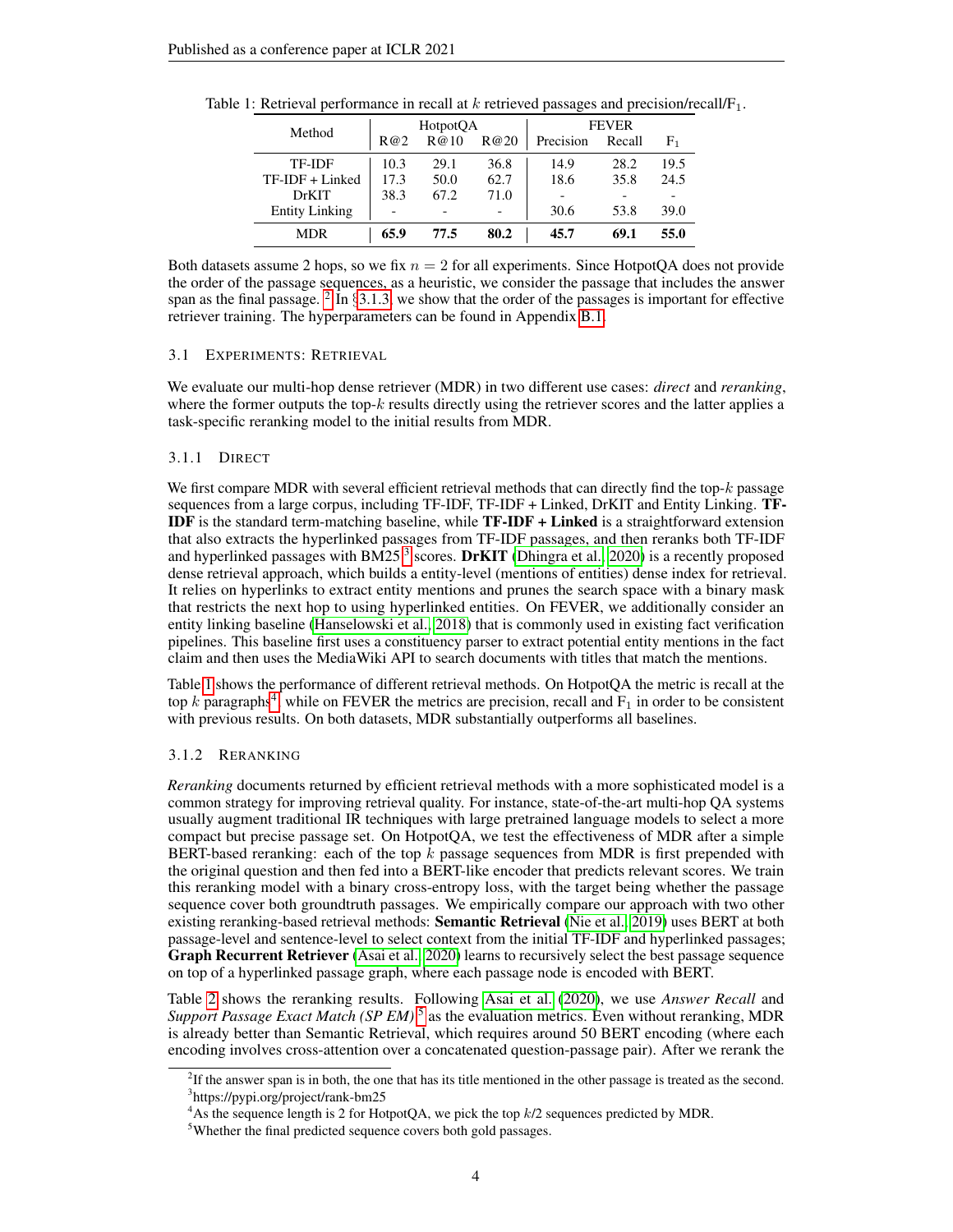Table 1: Retrieval performance in recall at $k$ retrieved passages and precision/recall/$F_1$.

| Method | HotpotQA | | | FEVER | | |
|---|---|---|---|---|---|---|
| | R@2 | R@10 | R@20 | Precision | Recall | $F_1$ |
| TF-IDF | 10.3 | 29.1 | 36.8 | 14.9 | 28.2 | 19.5 |
| TF-IDF + Linked | 17.3 | 50.0 | 62.7 | 18.6 | 35.8 | 24.5 |
| DrKIT | 38.3 | 67.2 | 71.0 | - | - | - |
| Entity Linking | - | - | - | 30.6 | 53.8 | 39.0 |
| MDR | **65.9** | **77.5** | **80.2** | **45.7** | **69.1** | **55.0** |

Both datasets assume 2 hops, so we fix $n = 2$ for all experiments. Since HotpotQA does not provide the order of the passage sequences, as a heuristic, we consider the passage that includes the answer span as the final passage. [2] In §3.1.3, we show that the order of the passages is important for effective retriever training. The hyperparameters can be found in Appendix B.1.

### 3.1 Experiments: Retrieval

We evaluate our multi-hop dense retriever (MDR) in two different use cases: *direct* and *reranking*, where the former outputs the top-$k$ results directly using the retriever scores and the latter applies a task-specific reranking model to the initial results from MDR.

#### 3.1.1 Direct

We first compare MDR with several efficient retrieval methods that can directly find the top-$k$ passage sequences from a large corpus, including TF-IDF, TF-IDF + Linked, DrKIT and Entity Linking. **TF-IDF** is the standard term-matching baseline, while **TF-IDF + Linked** is a straightforward extension that also extracts the hyperlinked passages from TF-IDF passages, and then reranks both TF-IDF and hyperlinked passages with BM25[3] scores. **DrKIT** (Dhingra et al., 2020) is a recently proposed dense retrieval approach, which builds a entity-level (mentions of entities) dense index for retrieval. It relies on hyperlinks to extract entity mentions and prunes the search space with a binary mask that restricts the next hop to using hyperlinked entities. On FEVER, we additionally consider an entity linking baseline (Hanselowski et al., 2018) that is commonly used in existing fact verification pipelines. This baseline first uses a constituency parser to extract potential entity mentions in the fact claim and then uses the MediaWiki API to search documents with titles that match the mentions.

Table 1 shows the performance of different retrieval methods. On HotpotQA the metric is recall at the top $k$ paragraphs[4], while on FEVER the metrics are precision, recall and $F_1$ in order to be consistent with previous results. On both datasets, MDR substantially outperforms all baselines.

#### 3.1.2 Reranking

*Reranking* documents returned by efficient retrieval methods with a more sophisticated model is a common strategy for improving retrieval quality. For instance, state-of-the-art multi-hop QA systems usually augment traditional IR techniques with large pretrained language models to select a more compact but precise passage set. On HotpotQA, we test the effectiveness of MDR after a simple BERT-based reranking: each of the top $k$ passage sequences from MDR is first prepended with the original question and then fed into a BERT-like encoder that predicts relevant scores. We train this reranking model with a binary cross-entropy loss, with the target being whether the passage sequence cover both groundtruth passages. We empirically compare our approach with two other existing reranking-based retrieval methods: **Semantic Retrieval** (Nie et al., 2019) uses BERT at both passage-level and sentence-level to select context from the initial TF-IDF and hyperlinked passages; **Graph Recurrent Retriever** (Asai et al., 2020) learns to recursively select the best passage sequence on top of a hyperlinked passage graph, where each passage node is encoded with BERT.

Table 2 shows the reranking results. Following Asai et al. (2020), we use *Answer Recall* and *Support Passage Exact Match (SP EM)* [5] as the evaluation metrics. Even without reranking, MDR is already better than Semantic Retrieval, which requires around 50 BERT encoding (where each encoding involves cross-attention over a concatenated question-passage pair). After we rerank the

---

[2] If the answer span is in both, the one that has its title mentioned in the other passage is treated as the second.

[3] https://pypi.org/project/rank-bm25

[4] As the sequence length is 2 for HotpotQA, we pick the top $k/2$ sequences predicted by MDR.

[5] Whether the final predicted sequence covers both gold passages.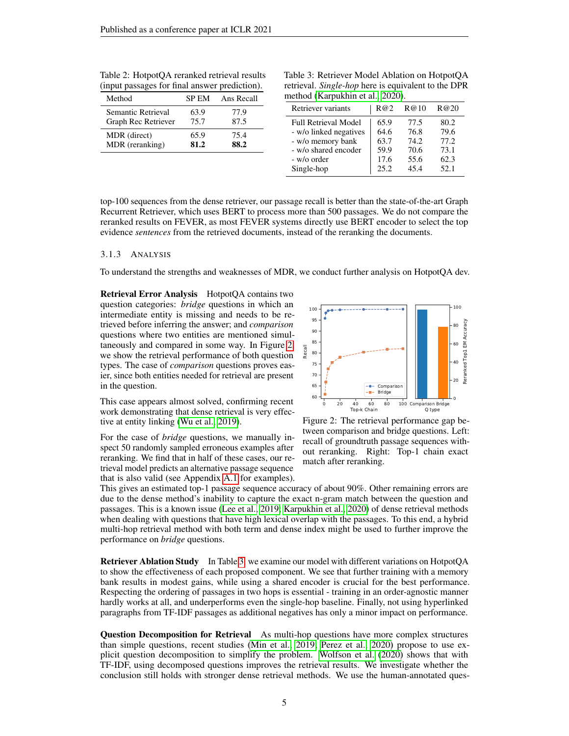Table 2: HotpotQA reranked retrieval results (input passages for final answer prediction).

| Method | SP EM | Ans Recall |
|---|---|---|
| Semantic Retrieval | 63.9 | 77.9 |
| Graph Rec Retriever | 75.7 | 87.5 |
| MDR (direct) | 65.9 | 75.4 |
| MDR (reranking) | **81.2** | **88.2** |

Table 3: Retriever Model Ablation on HotpotQA retrieval. *Single-hop* here is equivalent to the DPR method (Karpukhin et al., 2020).

| Retriever variants | R@2 | R@10 | R@20 |
|---|---|---|---|
| Full Retrieval Model | 65.9 | 77.5 | 80.2 |
| - w/o linked negatives | 64.6 | 76.8 | 79.6 |
| - w/o memory bank | 63.7 | 74.2 | 77.2 |
| - w/o shared encoder | 59.9 | 70.6 | 73.1 |
| - w/o order | 17.6 | 55.6 | 62.3 |
| Single-hop | 25.2 | 45.4 | 52.1 |

top-100 sequences from the dense retriever, our passage recall is better than the state-of-the-art Graph Recurrent Retriever, which uses BERT to process more than 500 passages. We do not compare the reranked results on FEVER, as most FEVER systems directly use BERT encoder to select the top evidence *sentences* from the retrieved documents, instead of the reranking the documents.

### 3.1.3 Analysis

To understand the strengths and weaknesses of MDR, we conduct further analysis on HotpotQA dev.

**Retrieval Error Analysis** HotpotQA contains two question categories: *bridge* questions in which an intermediate entity is missing and needs to be retrieved before inferring the answer; and *comparison* questions where two entities are mentioned simultaneously and compared in some way. In Figure 2 we show the retrieval performance of both question types. The case of *comparison* questions proves easier, since both entities needed for retrieval are present in the question.

This case appears almost solved, confirming recent work demonstrating that dense retrieval is very effective at entity linking (Wu et al., 2019).

For the case of *bridge* questions, we manually inspect 50 randomly sampled erroneous examples after reranking. We find that in half of these cases, our retrieval model predicts an alternative passage sequence that is also valid (see Appendix A.1 for examples). This gives an estimated top-1 passage sequence accuracy of about 90%. Other remaining errors are due to the dense method's inability to capture the exact n-gram match between the question and passages. This is a known issue (Lee et al., 2019; Karpukhin et al., 2020) of dense retrieval methods when dealing with questions that have high lexical overlap with the passages. To this end, a hybrid multi-hop retrieval method with both term and dense index might be used to further improve the performance on *bridge* questions.

Figure 2: The retrieval performance gap between comparison and bridge questions. Left: recall of groundtruth passage sequences without reranking. Right: Top-1 chain exact match after reranking.

**Retriever Ablation Study** In Table 3, we examine our model with different variations on HotpotQA to show the effectiveness of each proposed component. We see that further training with a memory bank results in modest gains, while using a shared encoder is crucial for the best performance. Respecting the ordering of passages in two hops is essential - training in an order-agnostic manner hardly works at all, and underperforms even the single-hop baseline. Finally, not using hyperlinked paragraphs from TF-IDF passages as additional negatives has only a minor impact on performance.

**Question Decomposition for Retrieval** As multi-hop questions have more complex structures than simple questions, recent studies (Min et al., 2019; Perez et al., 2020) propose to use explicit question decomposition to simplify the problem. Wolfson et al. (2020) shows that with TF-IDF, using decomposed questions improves the retrieval results. We investigate whether the conclusion still holds with stronger dense retrieval methods. We use the human-annotated ques-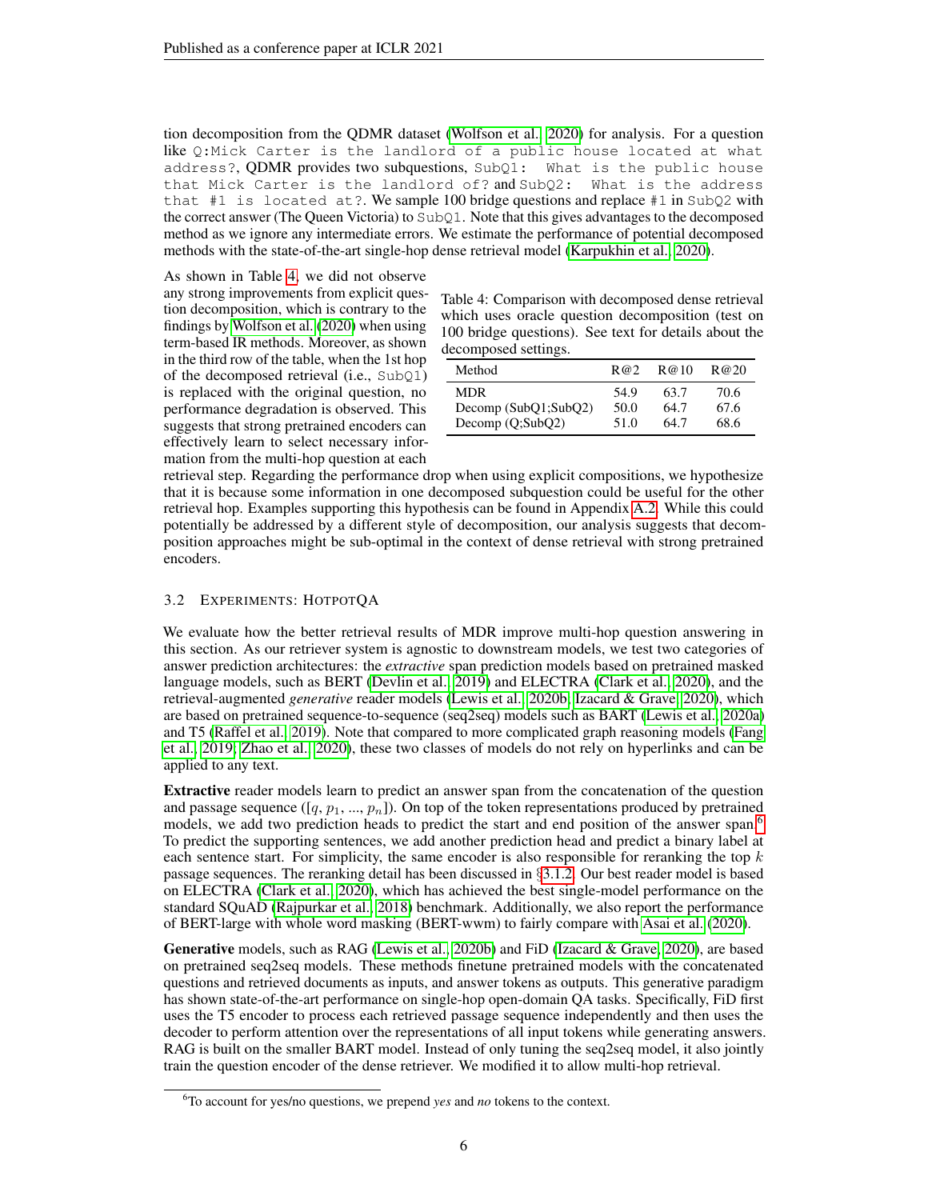tion decomposition from the QDMR dataset (Wolfson et al., 2020) for analysis. For a question like `Q:Mick Carter is the landlord of a public house located at what address?`, QDMR provides two subquestions, `SubQ1: What is the public house that Mick Carter is the landlord of?` and `SubQ2: What is the address that #1 is located at?`. We sample 100 bridge questions and replace `#1` in `SubQ2` with the correct answer (The Queen Victoria) to `SubQ1`. Note that this gives advantages to the decomposed method as we ignore any intermediate errors. We estimate the performance of potential decomposed methods with the state-of-the-art single-hop dense retrieval model (Karpukhin et al., 2020).

Table 4: Comparison with decomposed dense retrieval which uses oracle question decomposition (test on 100 bridge questions). See text for details about the decomposed settings.

| Method | R@2 | R@10 | R@20 |
|---|---|---|---|
| MDR | 54.9 | 63.7 | 70.6 |
| Decomp (SubQ1;SubQ2) | 50.0 | 64.7 | 67.6 |
| Decomp (Q;SubQ2) | 51.0 | 64.7 | 68.6 |

As shown in Table 4, we did not observe any strong improvements from explicit question decomposition, which is contrary to the findings by Wolfson et al. (2020) when using term-based IR methods. Moreover, as shown in the third row of the table, when the 1st hop of the decomposed retrieval (i.e., `SubQ1`) is replaced with the original question, no performance degradation is observed. This suggests that strong pretrained encoders can effectively learn to select necessary information from the multi-hop question at each retrieval step. Regarding the performance drop when using explicit compositions, we hypothesize that it is because some information in one decomposed subquestion could be useful for the other retrieval hop. Examples supporting this hypothesis can be found in Appendix A.2. While this could potentially be addressed by a different style of decomposition, our analysis suggests that decomposition approaches might be sub-optimal in the context of dense retrieval with strong pretrained encoders.

### 3.2 Experiments: HotpotQA

We evaluate how the better retrieval results of MDR improve multi-hop question answering in this section. As our retriever system is agnostic to downstream models, we test two categories of answer prediction architectures: the *extractive* span prediction models based on pretrained masked language models, such as BERT (Devlin et al., 2019) and ELECTRA (Clark et al., 2020), and the retrieval-augmented *generative* reader models (Lewis et al., 2020b; Izacard & Grave, 2020), which are based on pretrained sequence-to-sequence (seq2seq) models such as BART (Lewis et al., 2020a) and T5 (Raffel et al., 2019). Note that compared to more complicated graph reasoning models (Fang et al., 2019; Zhao et al., 2020), these two classes of models do not rely on hyperlinks and can be applied to any text.

**Extractive** reader models learn to predict an answer span from the concatenation of the question and passage sequence ($[q, p_1, ..., p_n]$). On top of the token representations produced by pretrained models, we add two prediction heads to predict the start and end position of the answer span.[6] To predict the supporting sentences, we add another prediction head and predict a binary label at each sentence start. For simplicity, the same encoder is also responsible for reranking the top $k$ passage sequences. The reranking detail has been discussed in §3.1.2. Our best reader model is based on ELECTRA (Clark et al., 2020), which has achieved the best single-model performance on the standard SQuAD (Rajpurkar et al., 2018) benchmark. Additionally, we also report the performance of BERT-large with whole word masking (BERT-wwm) to fairly compare with Asai et al. (2020).

**Generative** models, such as RAG (Lewis et al., 2020b) and FiD (Izacard & Grave, 2020), are based on pretrained seq2seq models. These methods finetune pretrained models with the concatenated questions and retrieved documents as inputs, and answer tokens as outputs. This generative paradigm has shown state-of-the-art performance on single-hop open-domain QA tasks. Specifically, FiD first uses the T5 encoder to process each retrieved passage sequence independently and then uses the decoder to perform attention over the representations of all input tokens while generating answers. RAG is built on the smaller BART model. Instead of only tuning the seq2seq model, it also jointly train the question encoder of the dense retriever. We modified it to allow multi-hop retrieval.

[6] To account for yes/no questions, we prepend *yes* and *no* tokens to the context.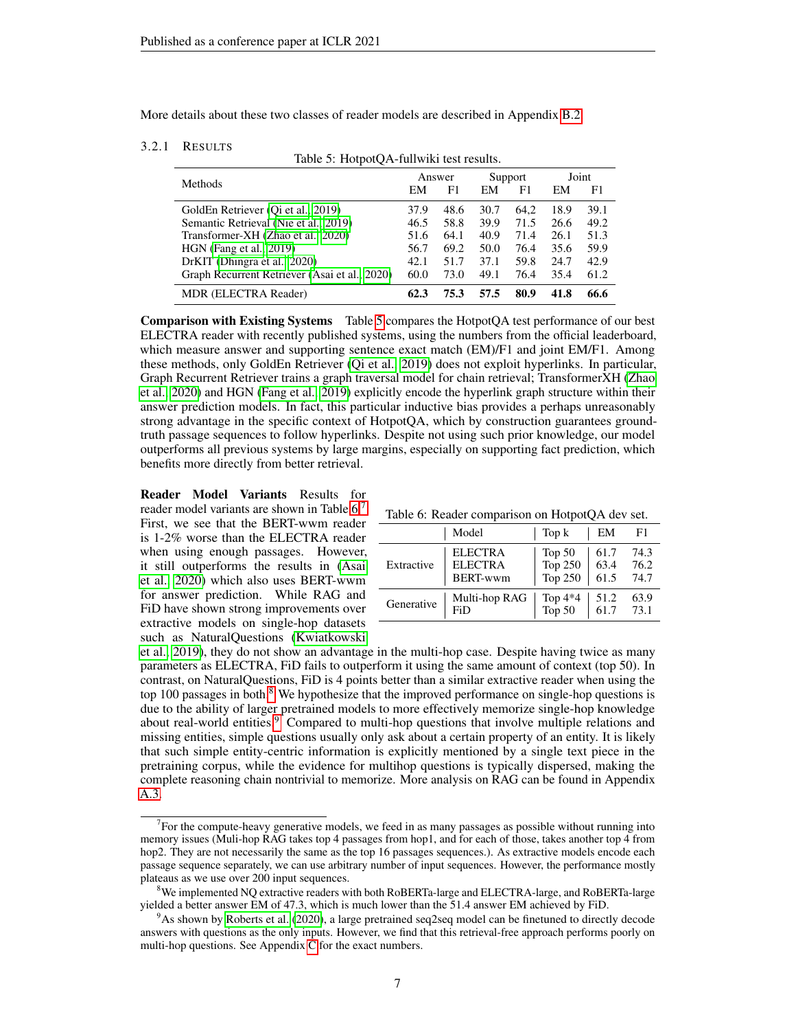More details about these two classes of reader models are described in Appendix B.2.

#### 3.2.1 Results

Table 5: HotpotQA-fullwiki test results.

| Methods | Answer | | Support | | Joint | |
|---|---|---|---|---|---|---|
| | EM | F1 | EM | F1 | EM | F1 |
| GoldEn Retriever (Qi et al., 2019) | 37.9 | 48.6 | 30.7 | 64,2 | 18.9 | 39.1 |
| Semantic Retrieval (Nie et al., 2019) | 46.5 | 58.8 | 39.9 | 71.5 | 26.6 | 49.2 |
| Transformer-XH (Zhao et al., 2020) | 51.6 | 64.1 | 40.9 | 71.4 | 26.1 | 51.3 |
| HGN (Fang et al., 2019) | 56.7 | 69.2 | 50.0 | 76.4 | 35.6 | 59.9 |
| DrKIT (Dhingra et al., 2020) | 42.1 | 51.7 | 37.1 | 59.8 | 24.7 | 42.9 |
| Graph Recurrent Retriever (Asai et al., 2020) | 60.0 | 73.0 | 49.1 | 76.4 | 35.4 | 61.2 |
| MDR (ELECTRA Reader) | **62.3** | **75.3** | **57.5** | **80.9** | **41.8** | **66.6** |

**Comparison with Existing Systems** Table 5 compares the HotpotQA test performance of our best ELECTRA reader with recently published systems, using the numbers from the official leaderboard, which measure answer and supporting sentence exact match (EM)/F1 and joint EM/F1. Among these methods, only GoldEn Retriever (Qi et al., 2019) does not exploit hyperlinks. In particular, Graph Recurrent Retriever trains a graph traversal model for chain retrieval; TransformerXH (Zhao et al., 2020) and HGN (Fang et al., 2019) explicitly encode the hyperlink graph structure within their answer prediction models. In fact, this particular inductive bias provides a perhaps unreasonably strong advantage in the specific context of HotpotQA, which by construction guarantees ground-truth passage sequences to follow hyperlinks. Despite not using such prior knowledge, our model outperforms all previous systems by large margins, especially on supporting fact prediction, which benefits more directly from better retrieval.

Table 6: Reader comparison on HotpotQA dev set.

| | Model | Top k | EM | F1 |
|---|---|---|---|---|
| Extractive | ELECTRA | Top 50 | 61.7 | 74.3 |
| | ELECTRA | Top 250 | 63.4 | 76.2 |
| | BERT-wwm | Top 250 | 61.5 | 74.7 |
| Generative | Multi-hop RAG | Top 4*4 | 51.2 | 63.9 |
| | FiD | Top 50 | 61.7 | 73.1 |

**Reader Model Variants** Results for reader model variants are shown in Table 6.[7] First, we see that the BERT-wwm reader is 1-2% worse than the ELECTRA reader when using enough passages. However, it still outperforms the results in (Asai et al., 2020) which also uses BERT-wwm for answer prediction. While RAG and FiD have shown strong improvements over extractive models on single-hop datasets such as NaturalQuestions (Kwiatkowski et al., 2019), they do not show an advantage in the multi-hop case. Despite having twice as many parameters as ELECTRA, FiD fails to outperform it using the same amount of context (top 50). In contrast, on NaturalQuestions, FiD is 4 points better than a similar extractive reader when using the top 100 passages in both.[8] We hypothesize that the improved performance on single-hop questions is due to the ability of larger pretrained models to more effectively memorize single-hop knowledge about real-world entities.[9] Compared to multi-hop questions that involve multiple relations and missing entities, simple questions usually only ask about a certain property of an entity. It is likely that such simple entity-centric information is explicitly mentioned by a single text piece in the pretraining corpus, while the evidence for multihop questions is typically dispersed, making the complete reasoning chain nontrivial to memorize. More analysis on RAG can be found in Appendix A.3.

[7] For the compute-heavy generative models, we feed in as many passages as possible without running into memory issues (Muli-hop RAG takes top 4 passages from hop1, and for each of those, takes another top 4 from hop2. They are not necessarily the same as the top 16 passages sequences.). As extractive models encode each passage sequence separately, we can use arbitrary number of input sequences. However, the performance mostly plateaus as we use over 200 input sequences.

[8] We implemented NQ extractive readers with both RoBERTa-large and ELECTRA-large, and RoBERTa-large yielded a better answer EM of 47.3, which is much lower than the 51.4 answer EM achieved by FiD.

[9] As shown by Roberts et al. (2020), a large pretrained seq2seq model can be finetuned to directly decode answers with questions as the only inputs. However, we find that this retrieval-free approach performs poorly on multi-hop questions. See Appendix C for the exact numbers.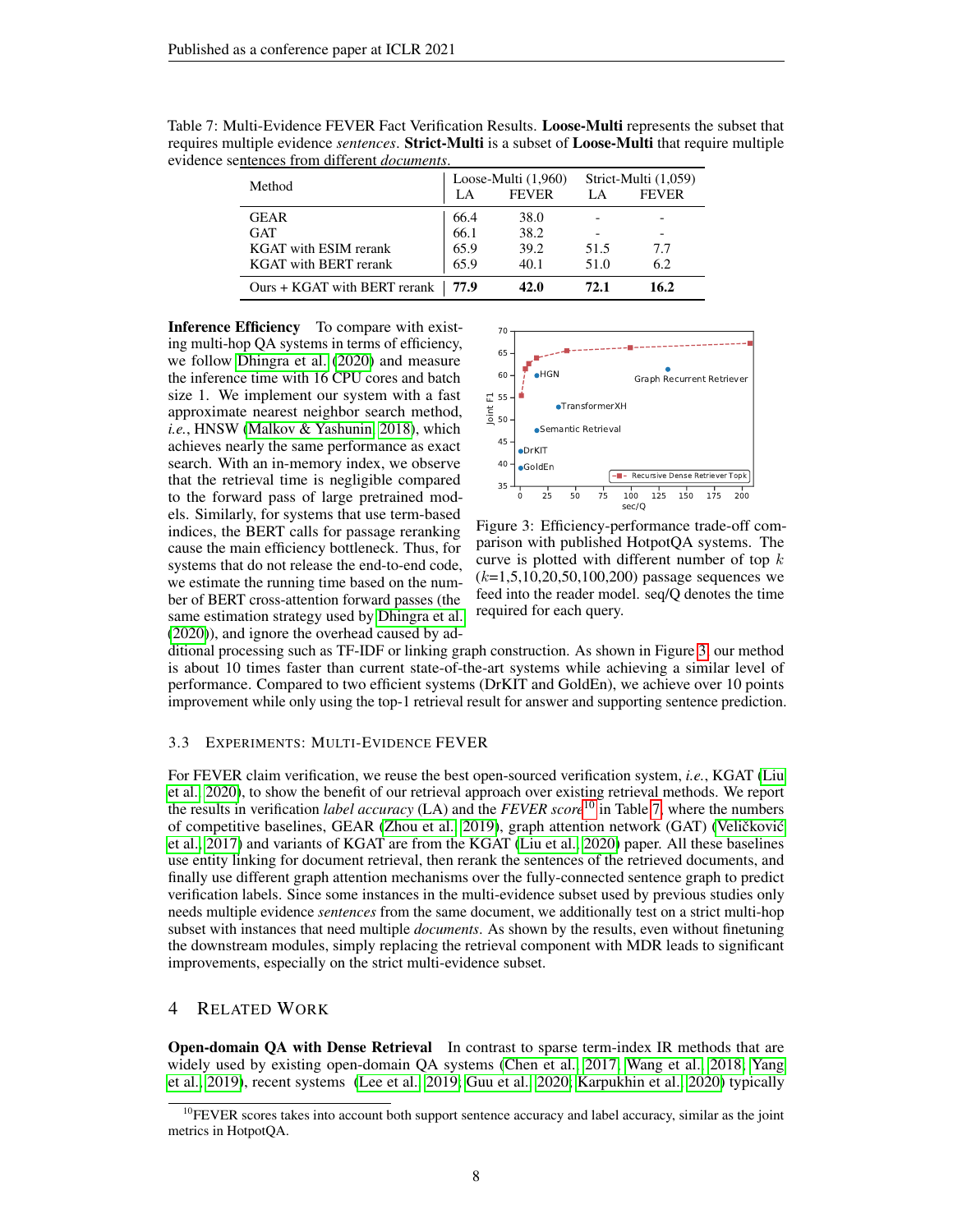Table 7: Multi-Evidence FEVER Fact Verification Results. **Loose-Multi** represents the subset that requires multiple evidence *sentences*. **Strict-Multi** is a subset of **Loose-Multi** that require multiple evidence sentences from different *documents*.

| Method | Loose-Multi (1,960) | | Strict-Multi (1,059) | |
|---|---|---|---|---|
| | LA | FEVER | LA | FEVER |
| GEAR | 66.4 | 38.0 | - | - |
| GAT | 66.1 | 38.2 | - | - |
| KGAT with ESIM rerank | 65.9 | 39.2 | 51.5 | 7.7 |
| KGAT with BERT rerank | 65.9 | 40.1 | 51.0 | 6.2 |
| Ours + KGAT with BERT rerank | **77.9** | **42.0** | **72.1** | **16.2** |

**Inference Efficiency** To compare with existing multi-hop QA systems in terms of efficiency, we follow Dhingra et al. (2020) and measure the inference time with 16 CPU cores and batch size 1. We implement our system with a fast approximate nearest neighbor search method, *i.e.*, HNSW (Malkov & Yashunin, 2018), which achieves nearly the same performance as exact search. With an in-memory index, we observe that the retrieval time is negligible compared to the forward pass of large pretrained models. Similarly, for systems that use term-based indices, the BERT calls for passage reranking cause the main efficiency bottleneck. Thus, for systems that do not release the end-to-end code, we estimate the running time based on the number of BERT cross-attention forward passes (the same estimation strategy used by Dhingra et al. (2020)), and ignore the overhead caused by additional processing such as TF-IDF or linking graph construction. As shown in Figure 3, our method is about 10 times faster than current state-of-the-art systems while achieving a similar level of performance. Compared to two efficient systems (DrKIT and GoldEn), we achieve over 10 points improvement while only using the top-1 retrieval result for answer and supporting sentence prediction.

Figure 3: Efficiency-performance trade-off comparison with published HotpotQA systems. The curve is plotted with different number of top $k$ ($k$=1,5,10,20,50,100,200) passage sequences we feed into the reader model. seq/Q denotes the time required for each query.

### 3.3 Experiments: Multi-Evidence FEVER

For FEVER claim verification, we reuse the best open-sourced verification system, *i.e.*, KGAT (Liu et al., 2020), to show the benefit of our retrieval approach over existing retrieval methods. We report the results in verification *label accuracy* (LA) and the *FEVER score*[10] in Table 7, where the numbers of competitive baselines, GEAR (Zhou et al., 2019), graph attention network (GAT) (Veličković et al., 2017) and variants of KGAT are from the KGAT (Liu et al., 2020) paper. All these baselines use entity linking for document retrieval, then rerank the sentences of the retrieved documents, and finally use different graph attention mechanisms over the fully-connected sentence graph to predict verification labels. Since some instances in the multi-evidence subset used by previous studies only needs multiple evidence *sentences* from the same document, we additionally test on a strict multi-hop subset with instances that need multiple *documents*. As shown by the results, even without finetuning the downstream modules, simply replacing the retrieval component with MDR leads to significant improvements, especially on the strict multi-evidence subset.

## 4 Related Work

**Open-domain QA with Dense Retrieval** In contrast to sparse term-index IR methods that are widely used by existing open-domain QA systems (Chen et al., 2017; Wang et al., 2018; Yang et al., 2019), recent systems (Lee et al., 2019; Guu et al., 2020; Karpukhin et al., 2020) typically

[10] FEVER scores takes into account both support sentence accuracy and label accuracy, similar as the joint metrics in HotpotQA.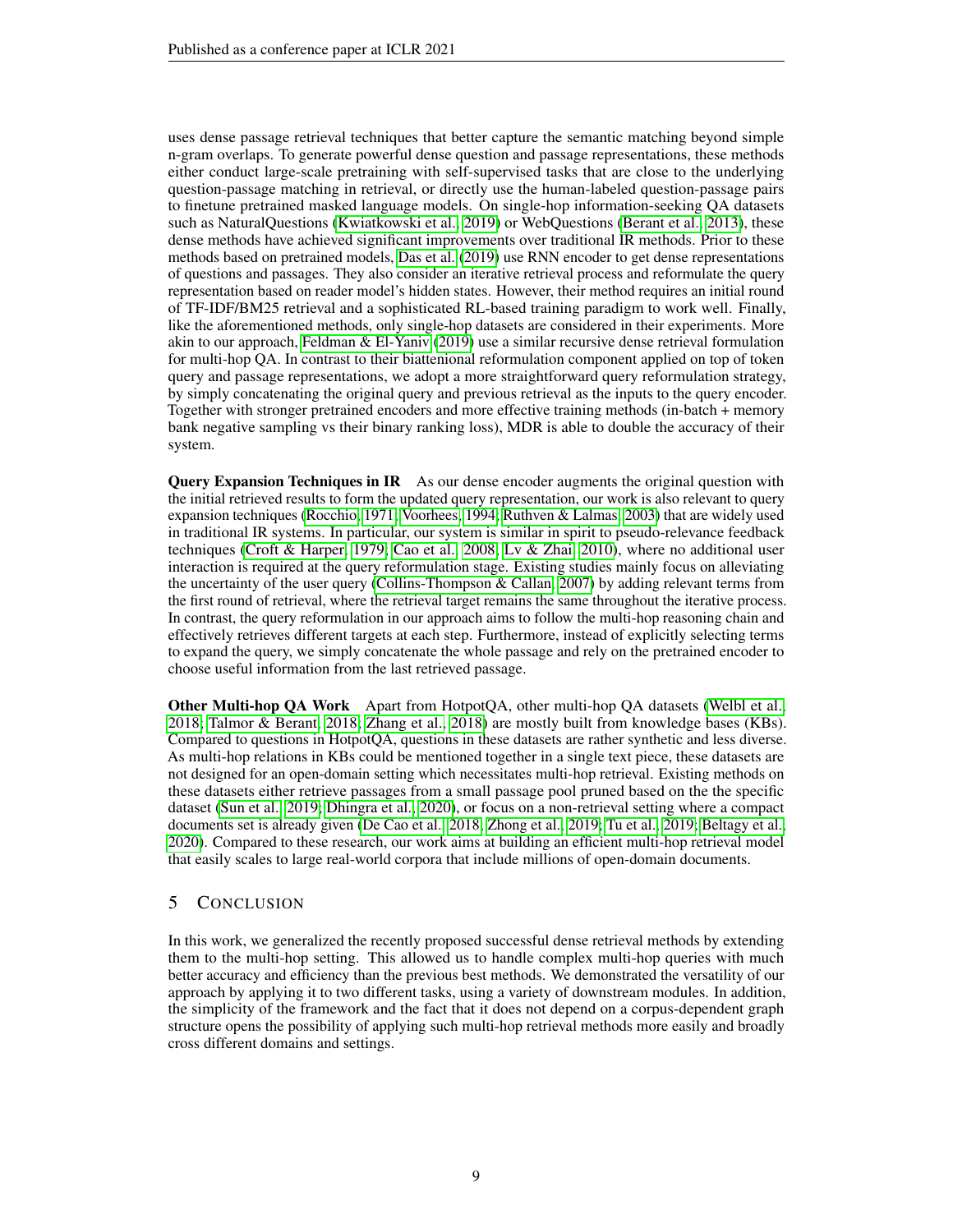uses dense passage retrieval techniques that better capture the semantic matching beyond simple n-gram overlaps. To generate powerful dense question and passage representations, these methods either conduct large-scale pretraining with self-supervised tasks that are close to the underlying question-passage matching in retrieval, or directly use the human-labeled question-passage pairs to finetune pretrained masked language models. On single-hop information-seeking QA datasets such as NaturalQuestions (Kwiatkowski et al., 2019) or WebQuestions (Berant et al., 2013), these dense methods have achieved significant improvements over traditional IR methods. Prior to these methods based on pretrained models, Das et al. (2019) use RNN encoder to get dense representations of questions and passages. They also consider an iterative retrieval process and reformulate the query representation based on reader model's hidden states. However, their method requires an initial round of TF-IDF/BM25 retrieval and a sophisticated RL-based training paradigm to work well. Finally, like the aforementioned methods, only single-hop datasets are considered in their experiments. More akin to our approach, Feldman & El-Yaniv (2019) use a similar recursive dense retrieval formulation for multi-hop QA. In contrast to their biattenional reformulation component applied on top of token query and passage representations, we adopt a more straightforward query reformulation strategy, by simply concatenating the original query and previous retrieval as the inputs to the query encoder. Together with stronger pretrained encoders and more effective training methods (in-batch + memory bank negative sampling vs their binary ranking loss), MDR is able to double the accuracy of their system.

**Query Expansion Techniques in IR** As our dense encoder augments the original question with the initial retrieved results to form the updated query representation, our work is also relevant to query expansion techniques (Rocchio, 1971; Voorhees, 1994; Ruthven & Lalmas, 2003) that are widely used in traditional IR systems. In particular, our system is similar in spirit to pseudo-relevance feedback techniques (Croft & Harper, 1979; Cao et al., 2008; Lv & Zhai, 2010), where no additional user interaction is required at the query reformulation stage. Existing studies mainly focus on alleviating the uncertainty of the user query (Collins-Thompson & Callan, 2007) by adding relevant terms from the first round of retrieval, where the retrieval target remains the same throughout the iterative process. In contrast, the query reformulation in our approach aims to follow the multi-hop reasoning chain and effectively retrieves different targets at each step. Furthermore, instead of explicitly selecting terms to expand the query, we simply concatenate the whole passage and rely on the pretrained encoder to choose useful information from the last retrieved passage.

**Other Multi-hop QA Work** Apart from HotpotQA, other multi-hop QA datasets (Welbl et al., 2018; Talmor & Berant, 2018; Zhang et al., 2018) are mostly built from knowledge bases (KBs). Compared to questions in HotpotQA, questions in these datasets are rather synthetic and less diverse. As multi-hop relations in KBs could be mentioned together in a single text piece, these datasets are not designed for an open-domain setting which necessitates multi-hop retrieval. Existing methods on these datasets either retrieve passages from a small passage pool pruned based on the the specific dataset (Sun et al., 2019; Dhingra et al., 2020), or focus on a non-retrieval setting where a compact documents set is already given (De Cao et al., 2018; Zhong et al., 2019; Tu et al., 2019; Beltagy et al., 2020). Compared to these research, our work aims at building an efficient multi-hop retrieval model that easily scales to large real-world corpora that include millions of open-domain documents.

## 5 Conclusion

In this work, we generalized the recently proposed successful dense retrieval methods by extending them to the multi-hop setting. This allowed us to handle complex multi-hop queries with much better accuracy and efficiency than the previous best methods. We demonstrated the versatility of our approach by applying it to two different tasks, using a variety of downstream modules. In addition, the simplicity of the framework and the fact that it does not depend on a corpus-dependent graph structure opens the possibility of applying such multi-hop retrieval methods more easily and broadly cross different domains and settings.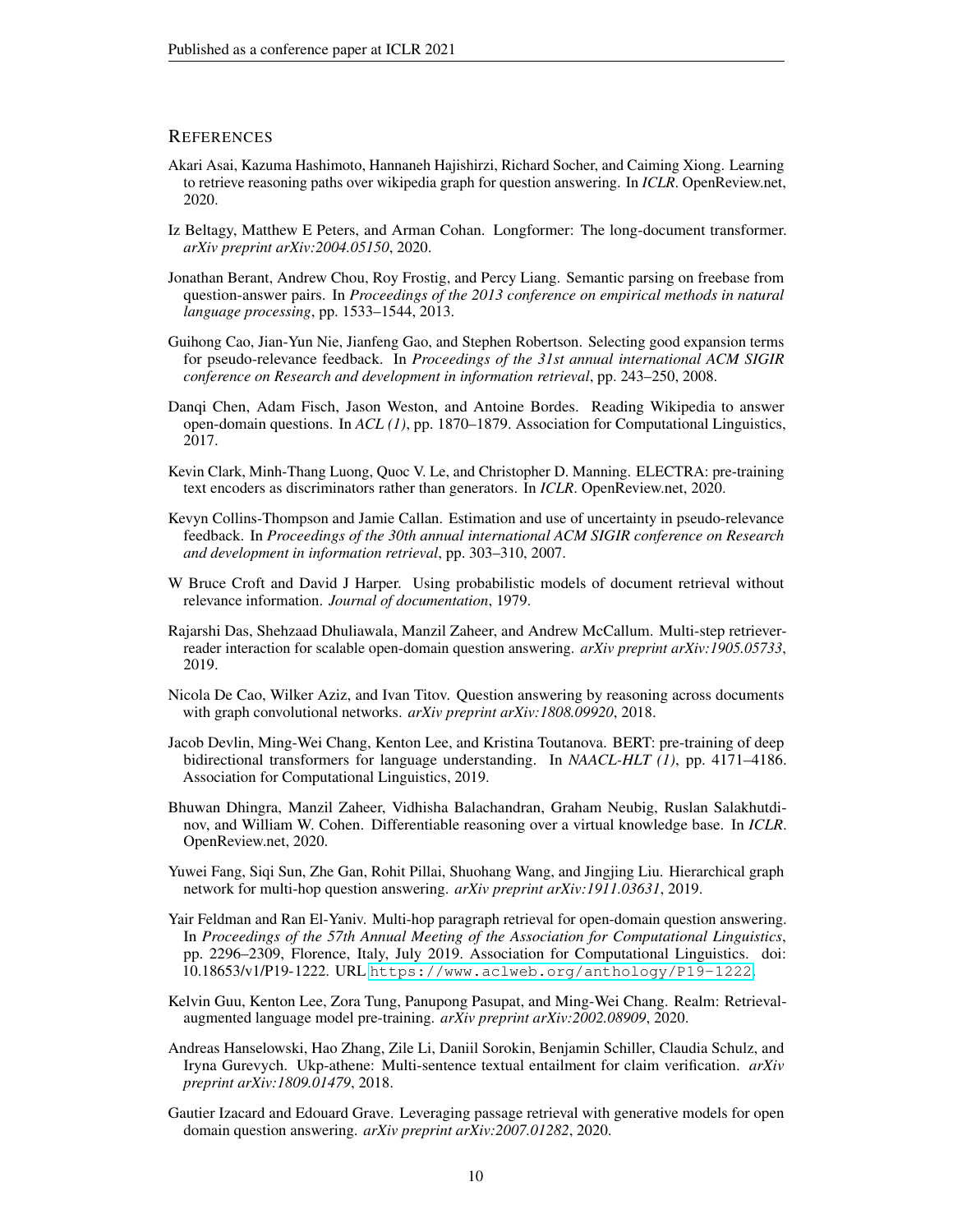## REFERENCES

Akari Asai, Kazuma Hashimoto, Hannaneh Hajishirzi, Richard Socher, and Caiming Xiong. Learning to retrieve reasoning paths over wikipedia graph for question answering. In *ICLR*. OpenReview.net, 2020.

Iz Beltagy, Matthew E Peters, and Arman Cohan. Longformer: The long-document transformer. *arXiv preprint arXiv:2004.05150*, 2020.

Jonathan Berant, Andrew Chou, Roy Frostig, and Percy Liang. Semantic parsing on freebase from question-answer pairs. In *Proceedings of the 2013 conference on empirical methods in natural language processing*, pp. 1533–1544, 2013.

Guihong Cao, Jian-Yun Nie, Jianfeng Gao, and Stephen Robertson. Selecting good expansion terms for pseudo-relevance feedback. In *Proceedings of the 31st annual international ACM SIGIR conference on Research and development in information retrieval*, pp. 243–250, 2008.

Danqi Chen, Adam Fisch, Jason Weston, and Antoine Bordes. Reading Wikipedia to answer open-domain questions. In *ACL (1)*, pp. 1870–1879. Association for Computational Linguistics, 2017.

Kevin Clark, Minh-Thang Luong, Quoc V. Le, and Christopher D. Manning. ELECTRA: pre-training text encoders as discriminators rather than generators. In *ICLR*. OpenReview.net, 2020.

Kevyn Collins-Thompson and Jamie Callan. Estimation and use of uncertainty in pseudo-relevance feedback. In *Proceedings of the 30th annual international ACM SIGIR conference on Research and development in information retrieval*, pp. 303–310, 2007.

W Bruce Croft and David J Harper. Using probabilistic models of document retrieval without relevance information. *Journal of documentation*, 1979.

Rajarshi Das, Shehzaad Dhuliawala, Manzil Zaheer, and Andrew McCallum. Multi-step retriever-reader interaction for scalable open-domain question answering. *arXiv preprint arXiv:1905.05733*, 2019.

Nicola De Cao, Wilker Aziz, and Ivan Titov. Question answering by reasoning across documents with graph convolutional networks. *arXiv preprint arXiv:1808.09920*, 2018.

Jacob Devlin, Ming-Wei Chang, Kenton Lee, and Kristina Toutanova. BERT: pre-training of deep bidirectional transformers for language understanding. In *NAACL-HLT (1)*, pp. 4171–4186. Association for Computational Linguistics, 2019.

Bhuwan Dhingra, Manzil Zaheer, Vidhisha Balachandran, Graham Neubig, Ruslan Salakhutdinov, and William W. Cohen. Differentiable reasoning over a virtual knowledge base. In *ICLR*. OpenReview.net, 2020.

Yuwei Fang, Siqi Sun, Zhe Gan, Rohit Pillai, Shuohang Wang, and Jingjing Liu. Hierarchical graph network for multi-hop question answering. *arXiv preprint arXiv:1911.03631*, 2019.

Yair Feldman and Ran El-Yaniv. Multi-hop paragraph retrieval for open-domain question answering. In *Proceedings of the 57th Annual Meeting of the Association for Computational Linguistics*, pp. 2296–2309, Florence, Italy, July 2019. Association for Computational Linguistics. doi: 10.18653/v1/P19-1222. URL https://www.aclweb.org/anthology/P19-1222.

Kelvin Guu, Kenton Lee, Zora Tung, Panupong Pasupat, and Ming-Wei Chang. Realm: Retrieval-augmented language model pre-training. *arXiv preprint arXiv:2002.08909*, 2020.

Andreas Hanselowski, Hao Zhang, Zile Li, Daniil Sorokin, Benjamin Schiller, Claudia Schulz, and Iryna Gurevych. Ukp-athene: Multi-sentence textual entailment for claim verification. *arXiv preprint arXiv:1809.01479*, 2018.

Gautier Izacard and Edouard Grave. Leveraging passage retrieval with generative models for open domain question answering. *arXiv preprint arXiv:2007.01282*, 2020.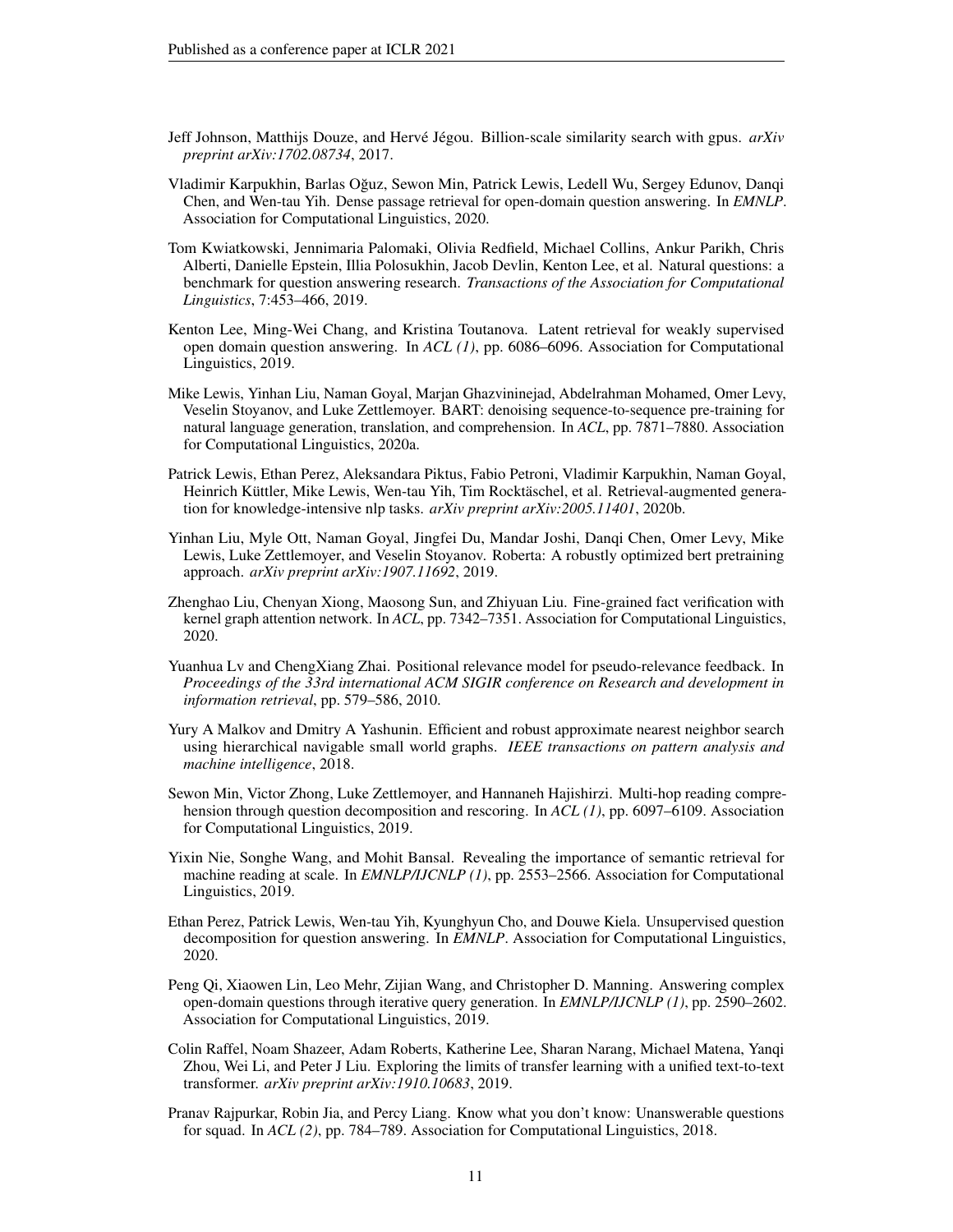Jeff Johnson, Matthijs Douze, and Hervé Jégou. Billion-scale similarity search with gpus. *arXiv preprint arXiv:1702.08734*, 2017.

Vladimir Karpukhin, Barlas Oğuz, Sewon Min, Patrick Lewis, Ledell Wu, Sergey Edunov, Danqi Chen, and Wen-tau Yih. Dense passage retrieval for open-domain question answering. In *EMNLP*. Association for Computational Linguistics, 2020.

Tom Kwiatkowski, Jennimaria Palomaki, Olivia Redfield, Michael Collins, Ankur Parikh, Chris Alberti, Danielle Epstein, Illia Polosukhin, Jacob Devlin, Kenton Lee, et al. Natural questions: a benchmark for question answering research. *Transactions of the Association for Computational Linguistics*, 7:453–466, 2019.

Kenton Lee, Ming-Wei Chang, and Kristina Toutanova. Latent retrieval for weakly supervised open domain question answering. In *ACL (1)*, pp. 6086–6096. Association for Computational Linguistics, 2019.

Mike Lewis, Yinhan Liu, Naman Goyal, Marjan Ghazvininejad, Abdelrahman Mohamed, Omer Levy, Veselin Stoyanov, and Luke Zettlemoyer. BART: denoising sequence-to-sequence pre-training for natural language generation, translation, and comprehension. In *ACL*, pp. 7871–7880. Association for Computational Linguistics, 2020a.

Patrick Lewis, Ethan Perez, Aleksandara Piktus, Fabio Petroni, Vladimir Karpukhin, Naman Goyal, Heinrich Küttler, Mike Lewis, Wen-tau Yih, Tim Rocktäschel, et al. Retrieval-augmented generation for knowledge-intensive nlp tasks. *arXiv preprint arXiv:2005.11401*, 2020b.

Yinhan Liu, Myle Ott, Naman Goyal, Jingfei Du, Mandar Joshi, Danqi Chen, Omer Levy, Mike Lewis, Luke Zettlemoyer, and Veselin Stoyanov. Roberta: A robustly optimized bert pretraining approach. *arXiv preprint arXiv:1907.11692*, 2019.

Zhenghao Liu, Chenyan Xiong, Maosong Sun, and Zhiyuan Liu. Fine-grained fact verification with kernel graph attention network. In *ACL*, pp. 7342–7351. Association for Computational Linguistics, 2020.

Yuanhua Lv and ChengXiang Zhai. Positional relevance model for pseudo-relevance feedback. In *Proceedings of the 33rd international ACM SIGIR conference on Research and development in information retrieval*, pp. 579–586, 2010.

Yury A Malkov and Dmitry A Yashunin. Efficient and robust approximate nearest neighbor search using hierarchical navigable small world graphs. *IEEE transactions on pattern analysis and machine intelligence*, 2018.

Sewon Min, Victor Zhong, Luke Zettlemoyer, and Hannaneh Hajishirzi. Multi-hop reading comprehension through question decomposition and rescoring. In *ACL (1)*, pp. 6097–6109. Association for Computational Linguistics, 2019.

Yixin Nie, Songhe Wang, and Mohit Bansal. Revealing the importance of semantic retrieval for machine reading at scale. In *EMNLP/IJCNLP (1)*, pp. 2553–2566. Association for Computational Linguistics, 2019.

Ethan Perez, Patrick Lewis, Wen-tau Yih, Kyunghyun Cho, and Douwe Kiela. Unsupervised question decomposition for question answering. In *EMNLP*. Association for Computational Linguistics, 2020.

Peng Qi, Xiaowen Lin, Leo Mehr, Zijian Wang, and Christopher D. Manning. Answering complex open-domain questions through iterative query generation. In *EMNLP/IJCNLP (1)*, pp. 2590–2602. Association for Computational Linguistics, 2019.

Colin Raffel, Noam Shazeer, Adam Roberts, Katherine Lee, Sharan Narang, Michael Matena, Yanqi Zhou, Wei Li, and Peter J Liu. Exploring the limits of transfer learning with a unified text-to-text transformer. *arXiv preprint arXiv:1910.10683*, 2019.

Pranav Rajpurkar, Robin Jia, and Percy Liang. Know what you don't know: Unanswerable questions for squad. In *ACL (2)*, pp. 784–789. Association for Computational Linguistics, 2018.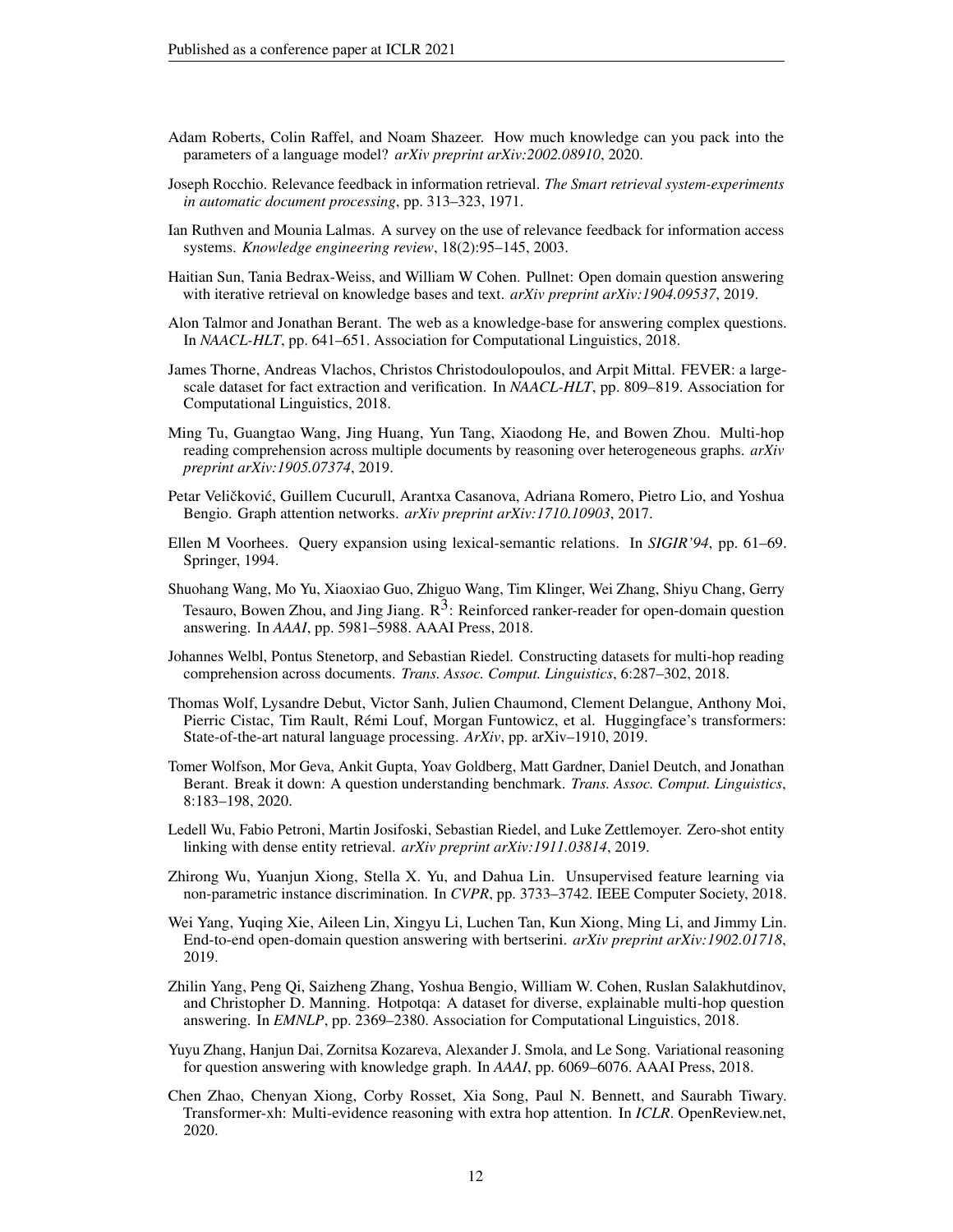Adam Roberts, Colin Raffel, and Noam Shazeer. How much knowledge can you pack into the parameters of a language model? *arXiv preprint arXiv:2002.08910*, 2020.

Joseph Rocchio. Relevance feedback in information retrieval. *The Smart retrieval system-experiments in automatic document processing*, pp. 313–323, 1971.

Ian Ruthven and Mounia Lalmas. A survey on the use of relevance feedback for information access systems. *Knowledge engineering review*, 18(2):95–145, 2003.

Haitian Sun, Tania Bedrax-Weiss, and William W Cohen. Pullnet: Open domain question answering with iterative retrieval on knowledge bases and text. *arXiv preprint arXiv:1904.09537*, 2019.

Alon Talmor and Jonathan Berant. The web as a knowledge-base for answering complex questions. In *NAACL-HLT*, pp. 641–651. Association for Computational Linguistics, 2018.

James Thorne, Andreas Vlachos, Christos Christodoulopoulos, and Arpit Mittal. FEVER: a large-scale dataset for fact extraction and verification. In *NAACL-HLT*, pp. 809–819. Association for Computational Linguistics, 2018.

Ming Tu, Guangtao Wang, Jing Huang, Yun Tang, Xiaodong He, and Bowen Zhou. Multi-hop reading comprehension across multiple documents by reasoning over heterogeneous graphs. *arXiv preprint arXiv:1905.07374*, 2019.

Petar Veličković, Guillem Cucurull, Arantxa Casanova, Adriana Romero, Pietro Lio, and Yoshua Bengio. Graph attention networks. *arXiv preprint arXiv:1710.10903*, 2017.

Ellen M Voorhees. Query expansion using lexical-semantic relations. In *SIGIR'94*, pp. 61–69. Springer, 1994.

Shuohang Wang, Mo Yu, Xiaoxiao Guo, Zhiguo Wang, Tim Klinger, Wei Zhang, Shiyu Chang, Gerry Tesauro, Bowen Zhou, and Jing Jiang. $R^3$: Reinforced ranker-reader for open-domain question answering. In *AAAI*, pp. 5981–5988. AAAI Press, 2018.

Johannes Welbl, Pontus Stenetorp, and Sebastian Riedel. Constructing datasets for multi-hop reading comprehension across documents. *Trans. Assoc. Comput. Linguistics*, 6:287–302, 2018.

Thomas Wolf, Lysandre Debut, Victor Sanh, Julien Chaumond, Clement Delangue, Anthony Moi, Pierric Cistac, Tim Rault, Rémi Louf, Morgan Funtowicz, et al. Huggingface's transformers: State-of-the-art natural language processing. *ArXiv*, pp. arXiv–1910, 2019.

Tomer Wolfson, Mor Geva, Ankit Gupta, Yoav Goldberg, Matt Gardner, Daniel Deutch, and Jonathan Berant. Break it down: A question understanding benchmark. *Trans. Assoc. Comput. Linguistics*, 8:183–198, 2020.

Ledell Wu, Fabio Petroni, Martin Josifoski, Sebastian Riedel, and Luke Zettlemoyer. Zero-shot entity linking with dense entity retrieval. *arXiv preprint arXiv:1911.03814*, 2019.

Zhirong Wu, Yuanjun Xiong, Stella X. Yu, and Dahua Lin. Unsupervised feature learning via non-parametric instance discrimination. In *CVPR*, pp. 3733–3742. IEEE Computer Society, 2018.

Wei Yang, Yuqing Xie, Aileen Lin, Xingyu Li, Luchen Tan, Kun Xiong, Ming Li, and Jimmy Lin. End-to-end open-domain question answering with bertserini. *arXiv preprint arXiv:1902.01718*, 2019.

Zhilin Yang, Peng Qi, Saizheng Zhang, Yoshua Bengio, William W. Cohen, Ruslan Salakhutdinov, and Christopher D. Manning. Hotpotqa: A dataset for diverse, explainable multi-hop question answering. In *EMNLP*, pp. 2369–2380. Association for Computational Linguistics, 2018.

Yuyu Zhang, Hanjun Dai, Zornitsa Kozareva, Alexander J. Smola, and Le Song. Variational reasoning for question answering with knowledge graph. In *AAAI*, pp. 6069–6076. AAAI Press, 2018.

Chen Zhao, Chenyan Xiong, Corby Rosset, Xia Song, Paul N. Bennett, and Saurabh Tiwary. Transformer-xh: Multi-evidence reasoning with extra hop attention. In *ICLR*. OpenReview.net, 2020.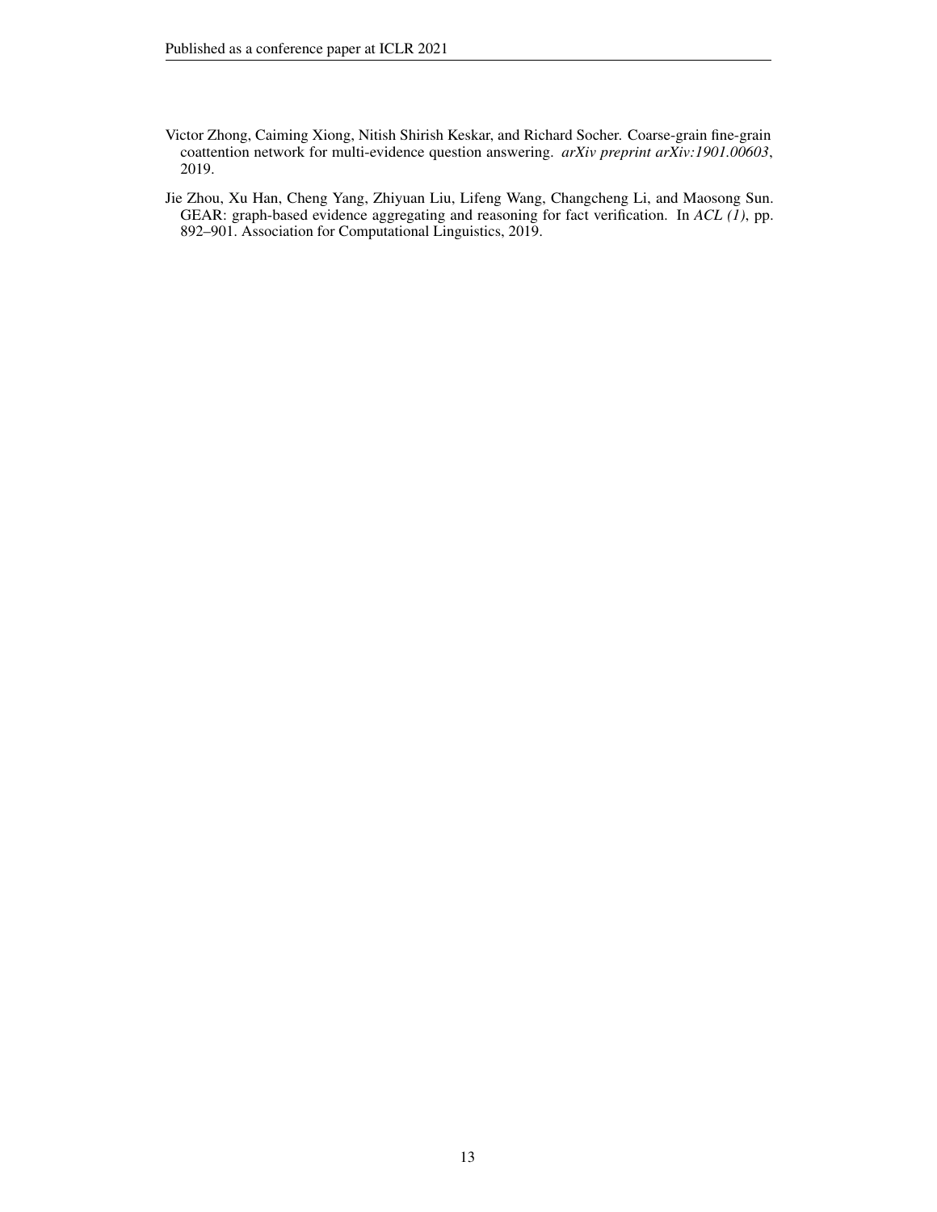Victor Zhong, Caiming Xiong, Nitish Shirish Keskar, and Richard Socher. Coarse-grain fine-grain coattention network for multi-evidence question answering. *arXiv preprint arXiv:1901.00603*, 2019.

Jie Zhou, Xu Han, Cheng Yang, Zhiyuan Liu, Lifeng Wang, Changcheng Li, and Maosong Sun. GEAR: graph-based evidence aggregating and reasoning for fact verification. In *ACL (1)*, pp. 892–901. Association for Computational Linguistics, 2019.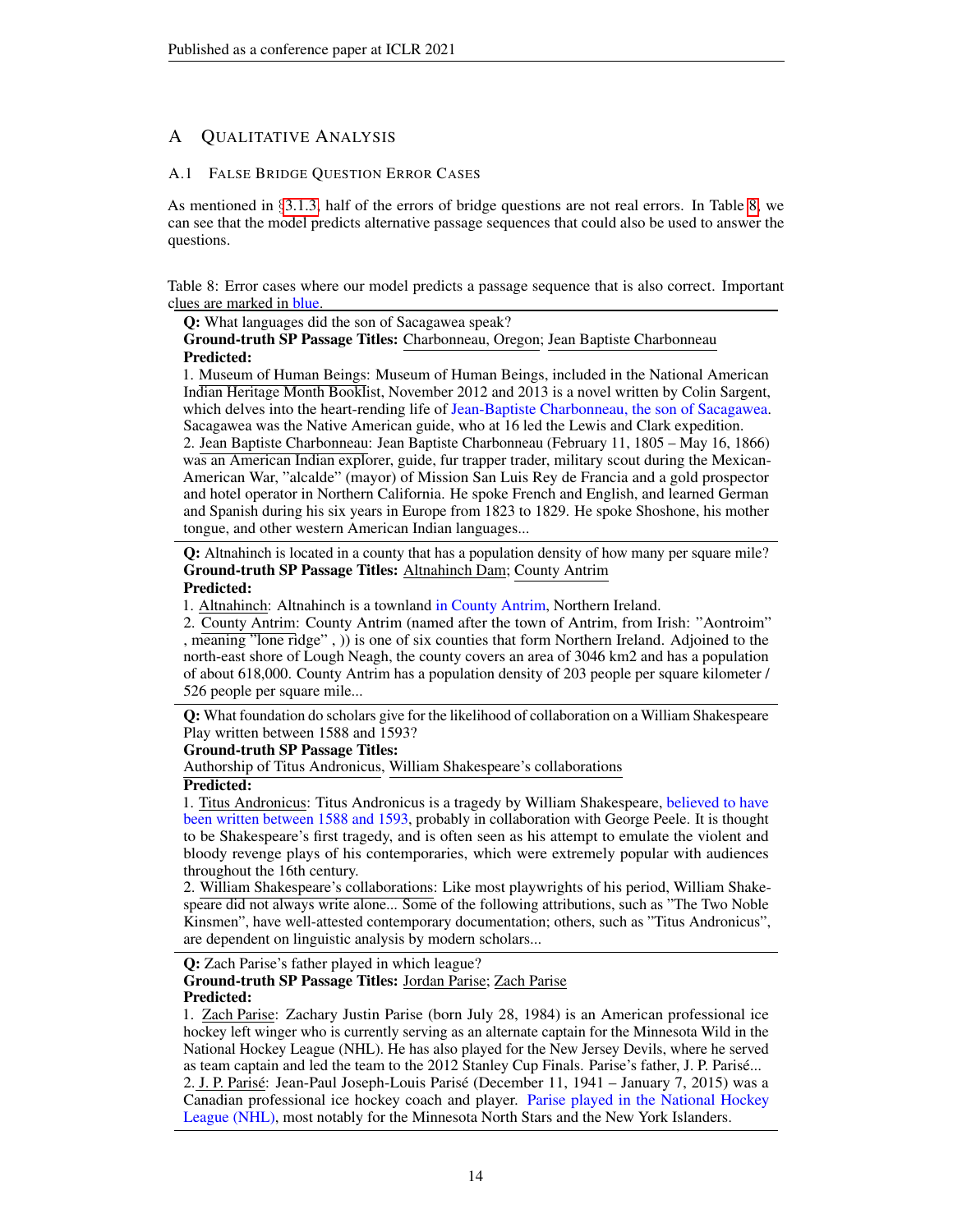# A Qualitative Analysis

## A.1 False Bridge Question Error Cases

As mentioned in §3.1.3, half of the errors of bridge questions are not real errors. In Table 8, we can see that the model predicts alternative passage sequences that could also be used to answer the questions.

Table 8: Error cases where our model predicts a passage sequence that is also correct. Important clues are marked in blue.

---

**Q:** What languages did the son of Sacagawea speak?
**Ground-truth SP Passage Titles:** Charbonneau, Oregon; Jean Baptiste Charbonneau
**Predicted:**

1. Museum of Human Beings: Museum of Human Beings, included in the National American Indian Heritage Month Booklist, November 2012 and 2013 is a novel written by Colin Sargent, which delves into the heart-rending life of Jean-Baptiste Charbonneau, the son of Sacagawea. Sacagawea was the Native American guide, who at 16 led the Lewis and Clark expedition.
2. Jean Baptiste Charbonneau: Jean Baptiste Charbonneau (February 11, 1805 – May 16, 1866) was an American Indian explorer, guide, fur trapper trader, military scout during the Mexican-American War, "alcalde" (mayor) of Mission San Luis Rey de Francia and a gold prospector and hotel operator in Northern California. He spoke French and English, and learned German and Spanish during his six years in Europe from 1823 to 1829. He spoke Shoshone, his mother tongue, and other western American Indian languages...

---

**Q:** Altnahinch is located in a county that has a population density of how many per square mile?
**Ground-truth SP Passage Titles:** Altnahinch Dam; County Antrim
**Predicted:**

1. Altnahinch: Altnahinch is a townland in County Antrim, Northern Ireland.
2. County Antrim: County Antrim (named after the town of Antrim, from Irish: "Aontroim" , meaning "lone ridge" , )) is one of six counties that form Northern Ireland. Adjoined to the north-east shore of Lough Neagh, the county covers an area of 3046 km2 and has a population of about 618,000. County Antrim has a population density of 203 people per square kilometer / 526 people per square mile...

---

**Q:** What foundation do scholars give for the likelihood of collaboration on a William Shakespeare Play written between 1588 and 1593?
**Ground-truth SP Passage Titles:**
Authorship of Titus Andronicus, William Shakespeare's collaborations
**Predicted:**

1. Titus Andronicus: Titus Andronicus is a tragedy by William Shakespeare, believed to have been written between 1588 and 1593, probably in collaboration with George Peele. It is thought to be Shakespeare's first tragedy, and is often seen as his attempt to emulate the violent and bloody revenge plays of his contemporaries, which were extremely popular with audiences throughout the 16th century.
2. William Shakespeare's collaborations: Like most playwrights of his period, William Shakespeare did not always write alone... Some of the following attributions, such as "The Two Noble Kinsmen", have well-attested contemporary documentation; others, such as "Titus Andronicus", are dependent on linguistic analysis by modern scholars...

---

**Q:** Zach Parise's father played in which league?
**Ground-truth SP Passage Titles:** Jordan Parise; Zach Parise
**Predicted:**

1. Zach Parise: Zachary Justin Parise (born July 28, 1984) is an American professional ice hockey left winger who is currently serving as an alternate captain for the Minnesota Wild in the National Hockey League (NHL). He has also played for the New Jersey Devils, where he served as team captain and led the team to the 2012 Stanley Cup Finals. Parise's father, J. P. Parisé...
2. J. P. Parisé: Jean-Paul Joseph-Louis Parisé (December 11, 1941 – January 7, 2015) was a Canadian professional ice hockey coach and player. Parise played in the National Hockey League (NHL), most notably for the Minnesota North Stars and the New York Islanders.

---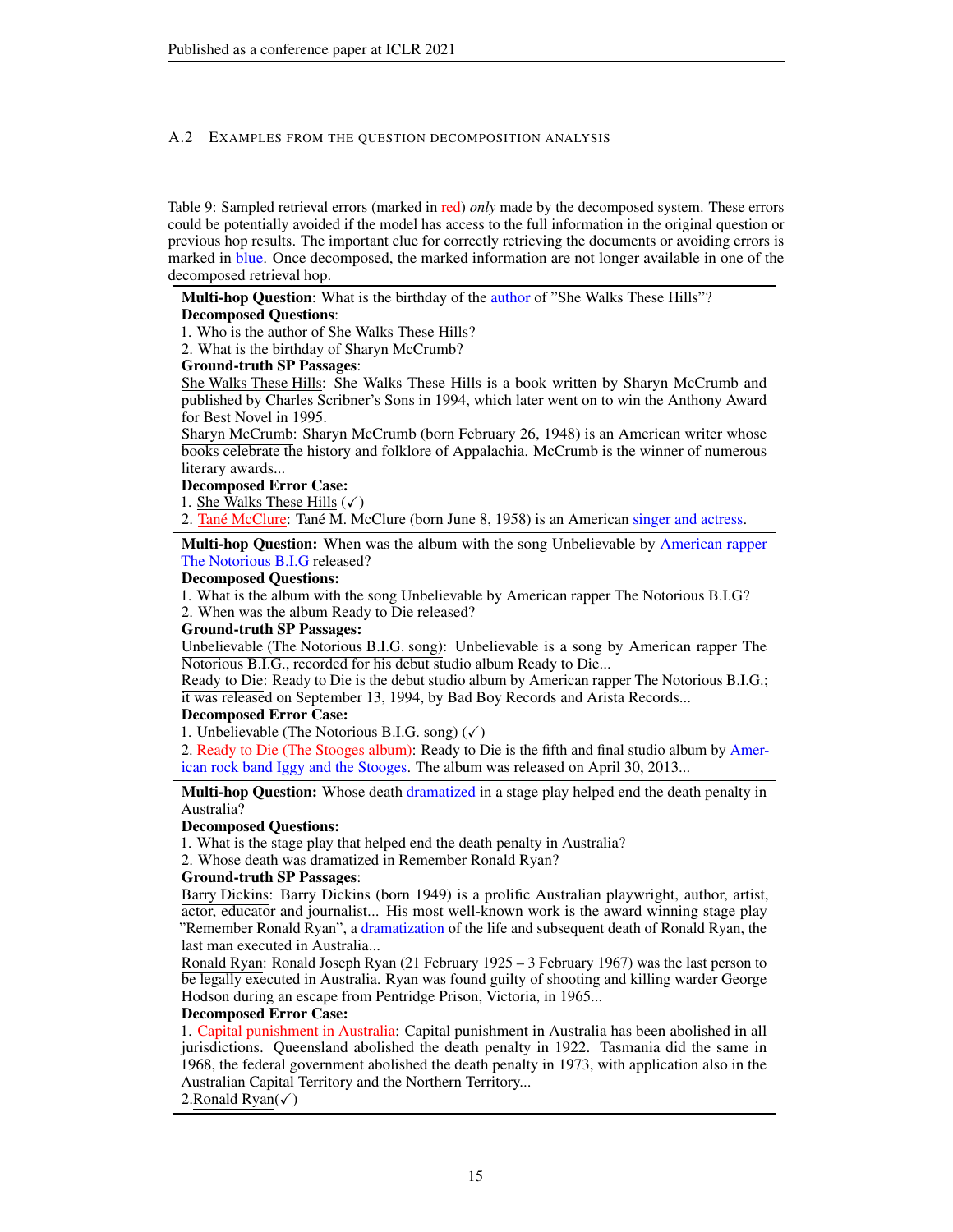### A.2 Examples from the question decomposition analysis

Table 9: Sampled retrieval errors (marked in red) *only* made by the decomposed system. These errors could be potentially avoided if the model has access to the full information in the original question or previous hop results. The important clue for correctly retrieving the documents or avoiding errors is marked in blue. Once decomposed, the marked information are not longer available in one of the decomposed retrieval hop.

**Multi-hop Question**: What is the birthday of the author of "She Walks These Hills"?
**Decomposed Questions**:
1. Who is the author of She Walks These Hills?
2. What is the birthday of Sharyn McCrumb?

**Ground-truth SP Passages**:
She Walks These Hills: She Walks These Hills is a book written by Sharyn McCrumb and published by Charles Scribner's Sons in 1994, which later went on to win the Anthony Award for Best Novel in 1995.
Sharyn McCrumb: Sharyn McCrumb (born February 26, 1948) is an American writer whose books celebrate the history and folklore of Appalachia. McCrumb is the winner of numerous literary awards...

**Decomposed Error Case:**
1. She Walks These Hills (✓)
2. Tané McClure: Tané M. McClure (born June 8, 1958) is an American singer and actress.

---

**Multi-hop Question:** When was the album with the song Unbelievable by American rapper The Notorious B.I.G released?
**Decomposed Questions:**
1. What is the album with the song Unbelievable by American rapper The Notorious B.I.G?
2. When was the album Ready to Die released?

**Ground-truth SP Passages:**
Unbelievable (The Notorious B.I.G. song): Unbelievable is a song by American rapper The Notorious B.I.G., recorded for his debut studio album Ready to Die...
Ready to Die: Ready to Die is the debut studio album by American rapper The Notorious B.I.G.; it was released on September 13, 1994, by Bad Boy Records and Arista Records...

**Decomposed Error Case:**
1. Unbelievable (The Notorious B.I.G. song) (✓)
2. Ready to Die (The Stooges album): Ready to Die is the fifth and final studio album by American rock band Iggy and the Stooges. The album was released on April 30, 2013...

---

**Multi-hop Question:** Whose death dramatized in a stage play helped end the death penalty in Australia?
**Decomposed Questions:**
1. What is the stage play that helped end the death penalty in Australia?
2. Whose death was dramatized in Remember Ronald Ryan?

**Ground-truth SP Passages**:
Barry Dickins: Barry Dickins (born 1949) is a prolific Australian playwright, author, artist, actor, educator and journalist... His most well-known work is the award winning stage play "Remember Ronald Ryan", a dramatization of the life and subsequent death of Ronald Ryan, the last man executed in Australia...
Ronald Ryan: Ronald Joseph Ryan (21 February 1925 – 3 February 1967) was the last person to be legally executed in Australia. Ryan was found guilty of shooting and killing warder George Hodson during an escape from Pentridge Prison, Victoria, in 1965...

**Decomposed Error Case:**
1. Capital punishment in Australia: Capital punishment in Australia has been abolished in all jurisdictions. Queensland abolished the death penalty in 1922. Tasmania did the same in 1968, the federal government abolished the death penalty in 1973, with application also in the Australian Capital Territory and the Northern Territory...
2. Ronald Ryan(✓)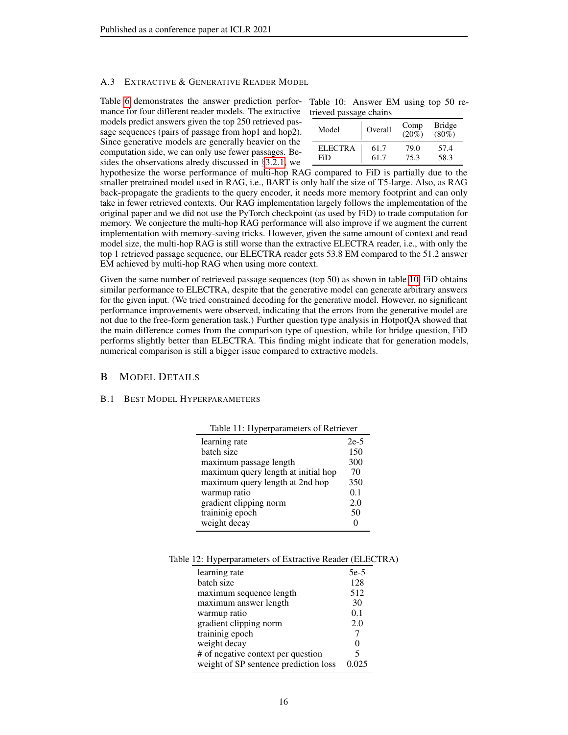### A.3 Extractive & Generative Reader Model

Table 6 demonstrates the answer prediction performance for four different reader models. The extractive models predict answers given the top 250 retrieved passage sequences (pairs of passage from hop1 and hop2). Since generative models are generally heavier on the computation side, we can only use fewer passages. Besides the observations alredy discussed in §3.2.1, we hypothesize the worse performance of multi-hop RAG compared to FiD is partially due to the smaller pretrained model used in RAG, i.e., BART is only half the size of T5-large. Also, as RAG back-propagate the gradients to the query encoder, it needs more memory footprint and can only take in fewer retrieved contexts. Our RAG implementation largely follows the implementation of the original paper and we did not use the PyTorch checkpoint (as used by FiD) to trade computation for memory. We conjecture the multi-hop RAG performance will also improve if we augment the current implementation with memory-saving tricks. However, given the same amount of context and read model size, the multi-hop RAG is still worse than the extractive ELECTRA reader, i.e., with only the top 1 retrieved passage sequence, our ELECTRA reader gets 53.8 EM compared to the 51.2 answer EM achieved by multi-hop RAG when using more context.

Table 10: Answer EM using top 50 retrieved passage chains

| Model | Overall | Comp (20%) | Bridge (80%) |
|---|---|---|---|
| ELECTRA | 61.7 | 79.0 | 57.4 |
| FiD | 61.7 | 75.3 | 58.3 |

Given the same number of retrieved passage sequences (top 50) as shown in table 10, FiD obtains similar performance to ELECTRA, despite that the generative model can generate arbitrary answers for the given input. (We tried constrained decoding for the generative model. However, no significant performance improvements were observed, indicating that the errors from the generative model are not due to the free-form generation task.) Further question type analysis in HotpotQA showed that the main difference comes from the comparison type of question, while for bridge question, FiD performs slightly better than ELECTRA. This finding might indicate that for generation models, numerical comparison is still a bigger issue compared to extractive models.

## B Model Details

### B.1 Best Model Hyperparameters

Table 11: Hyperparameters of Retriever

| | |
|---|---|
| learning rate | 2e-5 |
| batch size | 150 |
| maximum passage length | 300 |
| maximum query length at initial hop | 70 |
| maximum query length at 2nd hop | 350 |
| warmup ratio | 0.1 |
| gradient clipping norm | 2.0 |
| traininig epoch | 50 |
| weight decay | 0 |

Table 12: Hyperparameters of Extractive Reader (ELECTRA)

| | |
|---|---|
| learning rate | 5e-5 |
| batch size | 128 |
| maximum sequence length | 512 |
| maximum answer length | 30 |
| warmup ratio | 0.1 |
| gradient clipping norm | 2.0 |
| traininig epoch | 7 |
| weight decay | 0 |
| # of negative context per question | 5 |
| weight of SP sentence prediction loss | 0.025 |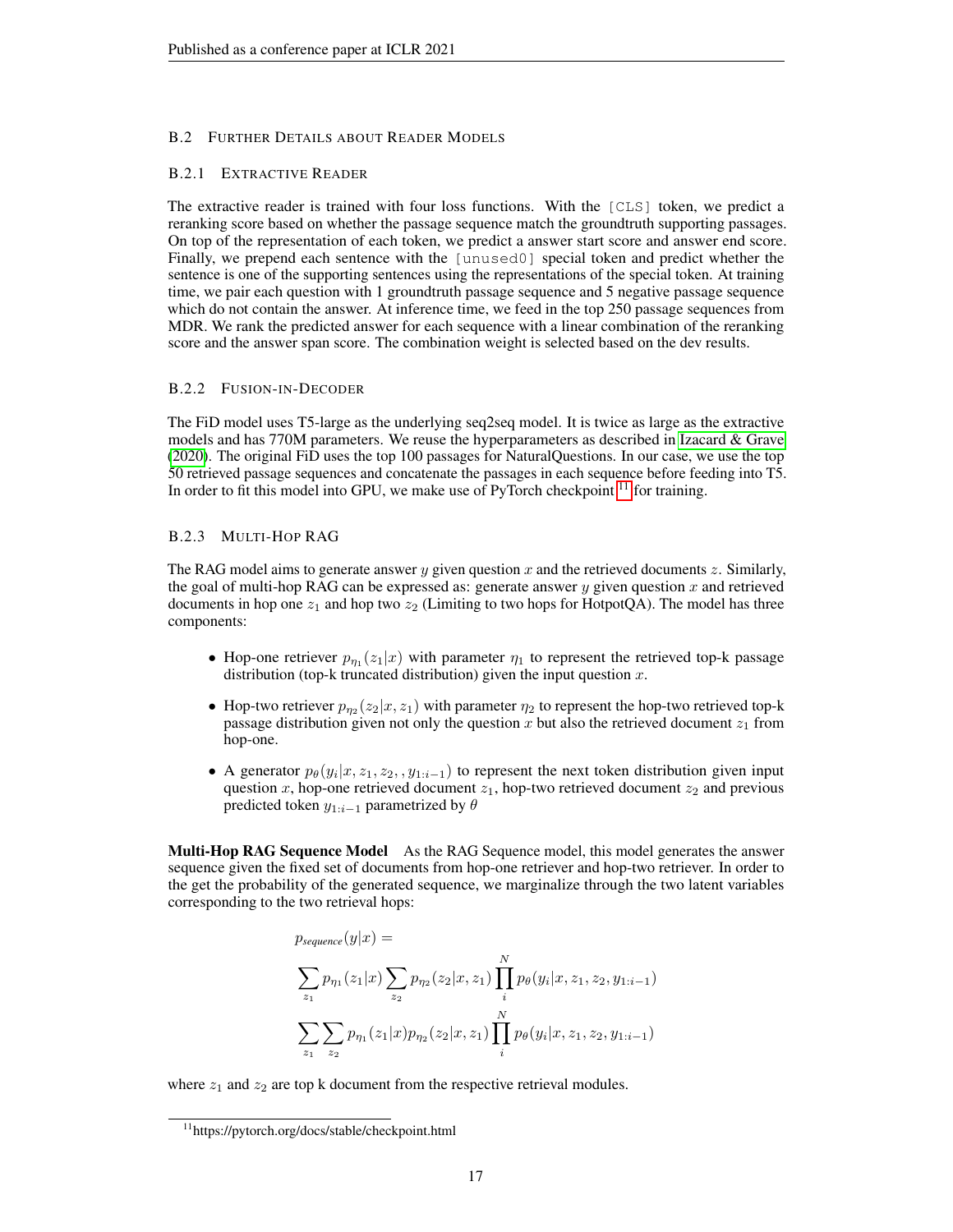### B.2 Further Details about Reader Models

#### B.2.1 Extractive Reader

The extractive reader is trained with four loss functions. With the [CLS] token, we predict a reranking score based on whether the passage sequence match the groundtruth supporting passages. On top of the representation of each token, we predict a answer start score and answer end score. Finally, we prepend each sentence with the [unused0] special token and predict whether the sentence is one of the supporting sentences using the representations of the special token. At training time, we pair each question with 1 groundtruth passage sequence and 5 negative passage sequence which do not contain the answer. At inference time, we feed in the top 250 passage sequences from MDR. We rank the predicted answer for each sequence with a linear combination of the reranking score and the answer span score. The combination weight is selected based on the dev results.

#### B.2.2 Fusion-in-Decoder

The FiD model uses T5-large as the underlying seq2seq model. It is twice as large as the extractive models and has 770M parameters. We reuse the hyperparameters as described in Izacard & Grave (2020). The original FiD uses the top 100 passages for NaturalQuestions. In our case, we use the top 50 retrieved passage sequences and concatenate the passages in each sequence before feeding into T5. In order to fit this model into GPU, we make use of PyTorch checkpoint [11] for training.

#### B.2.3 Multi-Hop RAG

The RAG model aims to generate answer $y$ given question $x$ and the retrieved documents $z$. Similarly, the goal of multi-hop RAG can be expressed as: generate answer $y$ given question $x$ and retrieved documents in hop one $z_1$ and hop two $z_2$ (Limiting to two hops for HotpotQA). The model has three components:

- Hop-one retriever $p_{\eta_1}(z_1|x)$ with parameter $\eta_1$ to represent the retrieved top-k passage distribution (top-k truncated distribution) given the input question $x$.
- Hop-two retriever $p_{\eta_2}(z_2|x, z_1)$ with parameter $\eta_2$ to represent the hop-two retrieved top-k passage distribution given not only the question $x$ but also the retrieved document $z_1$ from hop-one.
- A generator $p_\theta(y_i|x, z_1, z_2, , y_{1:i-1})$ to represent the next token distribution given input question $x$, hop-one retrieved document $z_1$, hop-two retrieved document $z_2$ and previous predicted token $y_{1:i-1}$ parametrized by $\theta$

**Multi-Hop RAG Sequence Model** As the RAG Sequence model, this model generates the answer sequence given the fixed set of documents from hop-one retriever and hop-two retriever. In order to the get the probability of the generated sequence, we marginalize through the two latent variables corresponding to the two retrieval hops:

$$
\begin{aligned}
&p_{\textit{sequence}}(y|x) = \\
&\sum_{z_1} p_{\eta_1}(z_1|x) \sum_{z_2} p_{\eta_2}(z_2|x, z_1) \prod_{i}^{N} p_\theta(y_i|x, z_1, z_2, y_{1:i-1}) \\
&\sum_{z_1} \sum_{z_2} p_{\eta_1}(z_1|x) p_{\eta_2}(z_2|x, z_1) \prod_{i}^{N} p_\theta(y_i|x, z_1, z_2, y_{1:i-1})
\end{aligned}
$$

where $z_1$ and $z_2$ are top k document from the respective retrieval modules.

[11] https://pytorch.org/docs/stable/checkpoint.html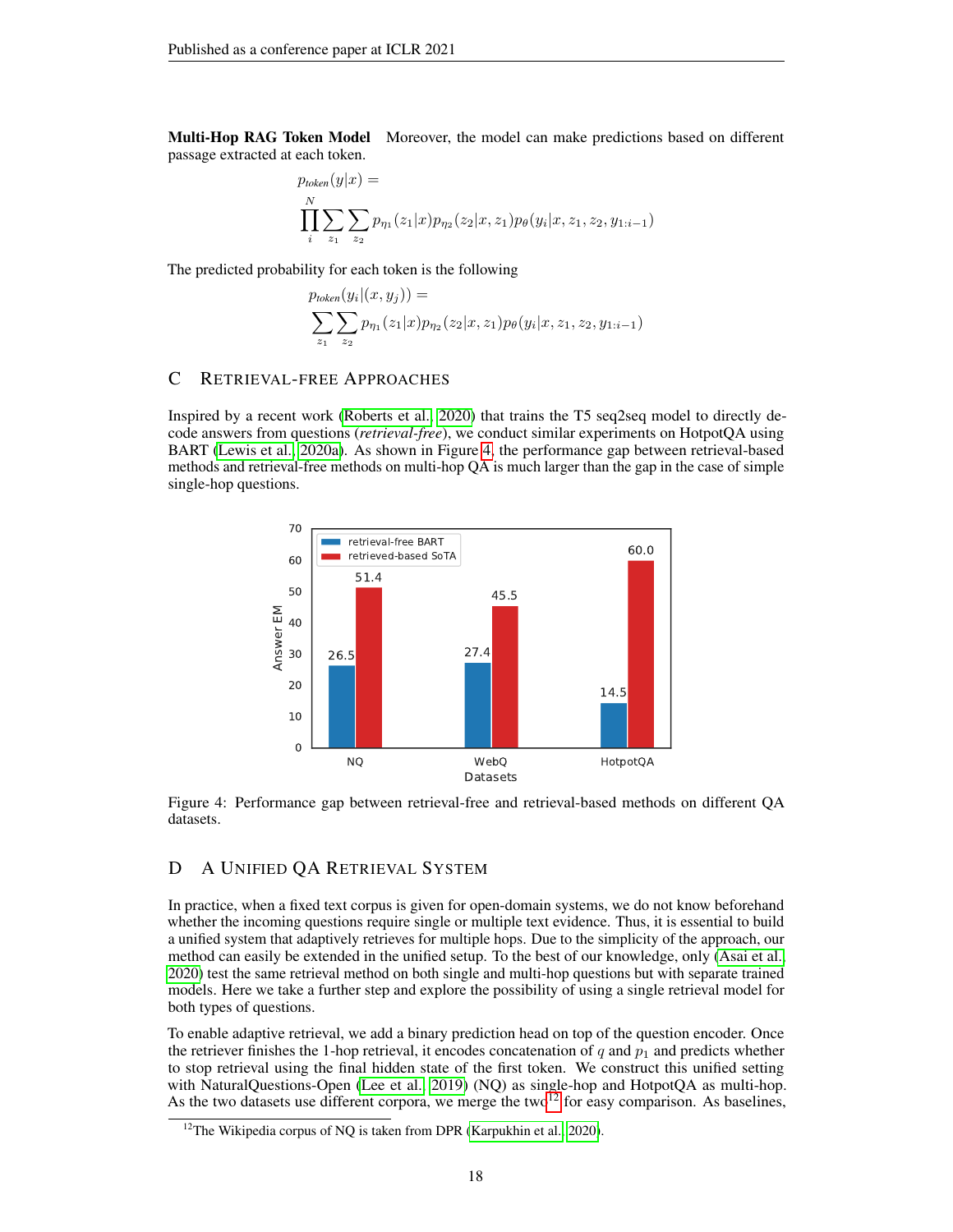**Multi-Hop RAG Token Model** Moreover, the model can make predictions based on different passage extracted at each token.

$$p_{token}(y|x) = \prod_{i}^{N} \sum_{z_1} \sum_{z_2} p_{\eta_1}(z_1|x) p_{\eta_2}(z_2|x, z_1) p_\theta(y_i|x, z_1, z_2, y_{1:i-1})$$

The predicted probability for each token is the following

$$p_{token}(y_i|(x, y_j)) = \sum_{z_1} \sum_{z_2} p_{\eta_1}(z_1|x) p_{\eta_2}(z_2|x, z_1) p_\theta(y_i|x, z_1, z_2, y_{1:i-1})$$

# C Retrieval-free Approaches

Inspired by a recent work (Roberts et al., 2020) that trains the T5 seq2seq model to directly decode answers from questions (*retrieval-free*), we conduct similar experiments on HotpotQA using BART (Lewis et al., 2020a). As shown in Figure 4, the performance gap between retrieval-based methods and retrieval-free methods on multi-hop QA is much larger than the gap in the case of simple single-hop questions.

| Datasets | retrieval-free BART | retrieved-based SoTA |
|---|---|---|
| NQ | 26.5 | 51.4 |
| WebQ | 27.4 | 45.5 |
| HotpotQA | 14.5 | 60.0 |

Figure 4: Performance gap between retrieval-free and retrieval-based methods on different QA datasets.

# D A Unified QA Retrieval System

In practice, when a fixed text corpus is given for open-domain systems, we do not know beforehand whether the incoming questions require single or multiple text evidence. Thus, it is essential to build a unified system that adaptively retrieves for multiple hops. Due to the simplicity of the approach, our method can easily be extended in the unified setup. To the best of our knowledge, only (Asai et al., 2020) test the same retrieval method on both single and multi-hop questions but with separate trained models. Here we take a further step and explore the possibility of using a single retrieval model for both types of questions.

To enable adaptive retrieval, we add a binary prediction head on top of the question encoder. Once the retriever finishes the 1-hop retrieval, it encodes concatenation of $q$ and $p_1$ and predicts whether to stop retrieval using the final hidden state of the first token. We construct this unified setting with NaturalQuestions-Open (Lee et al., 2019) (NQ) as single-hop and HotpotQA as multi-hop. As the two datasets use different corpora, we merge the two[12] for easy comparison. As baselines,

[12] The Wikipedia corpus of NQ is taken from DPR (Karpukhin et al., 2020).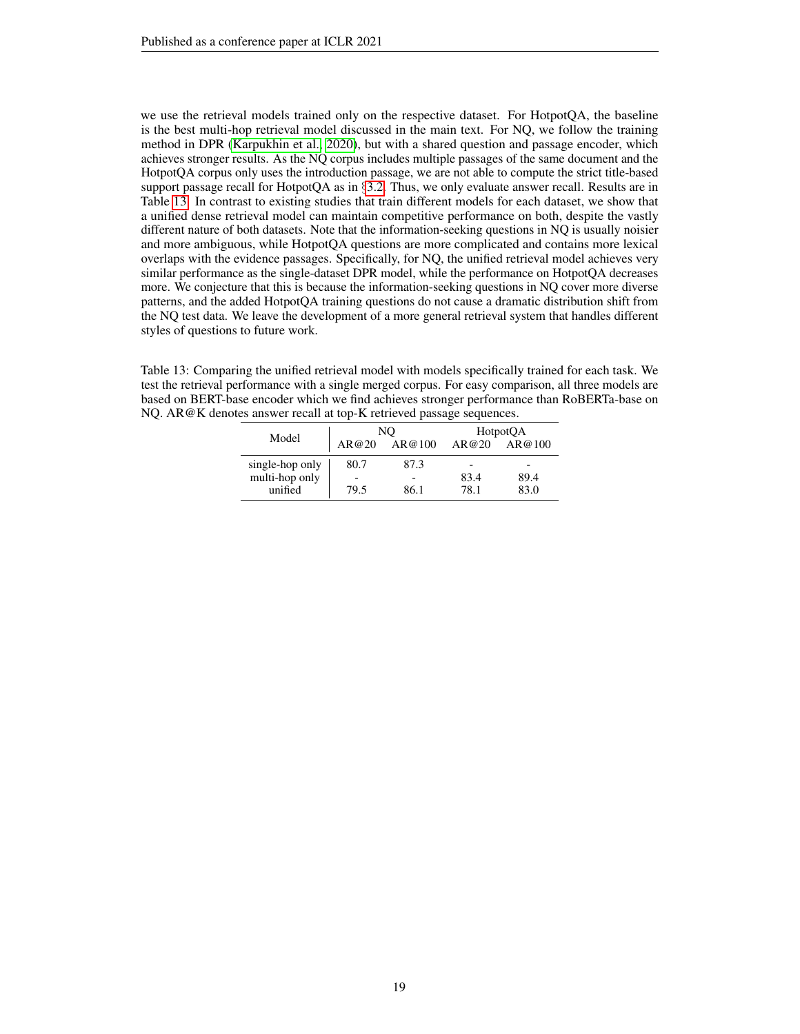we use the retrieval models trained only on the respective dataset. For HotpotQA, the baseline is the best multi-hop retrieval model discussed in the main text. For NQ, we follow the training method in DPR (Karpukhin et al., 2020), but with a shared question and passage encoder, which achieves stronger results. As the NQ corpus includes multiple passages of the same document and the HotpotQA corpus only uses the introduction passage, we are not able to compute the strict title-based support passage recall for HotpotQA as in §3.2. Thus, we only evaluate answer recall. Results are in Table 13. In contrast to existing studies that train different models for each dataset, we show that a unified dense retrieval model can maintain competitive performance on both, despite the vastly different nature of both datasets. Note that the information-seeking questions in NQ is usually noisier and more ambiguous, while HotpotQA questions are more complicated and contains more lexical overlaps with the evidence passages. Specifically, for NQ, the unified retrieval model achieves very similar performance as the single-dataset DPR model, while the performance on HotpotQA decreases more. We conjecture that this is because the information-seeking questions in NQ cover more diverse patterns, and the added HotpotQA training questions do not cause a dramatic distribution shift from the NQ test data. We leave the development of a more general retrieval system that handles different styles of questions to future work.

Table 13: Comparing the unified retrieval model with models specifically trained for each task. We test the retrieval performance with a single merged corpus. For easy comparison, all three models are based on BERT-base encoder which we find achieves stronger performance than RoBERTa-base on NQ. AR@K denotes answer recall at top-K retrieved passage sequences.

| Model | NQ | | HotpotQA | |
|---|---|---|---|---|
| | AR@20 | AR@100 | AR@20 | AR@100 |
| single-hop only | 80.7 | 87.3 | - | - |
| multi-hop only | - | - | 83.4 | 89.4 |
| unified | 79.5 | 86.1 | 78.1 | 83.0 |